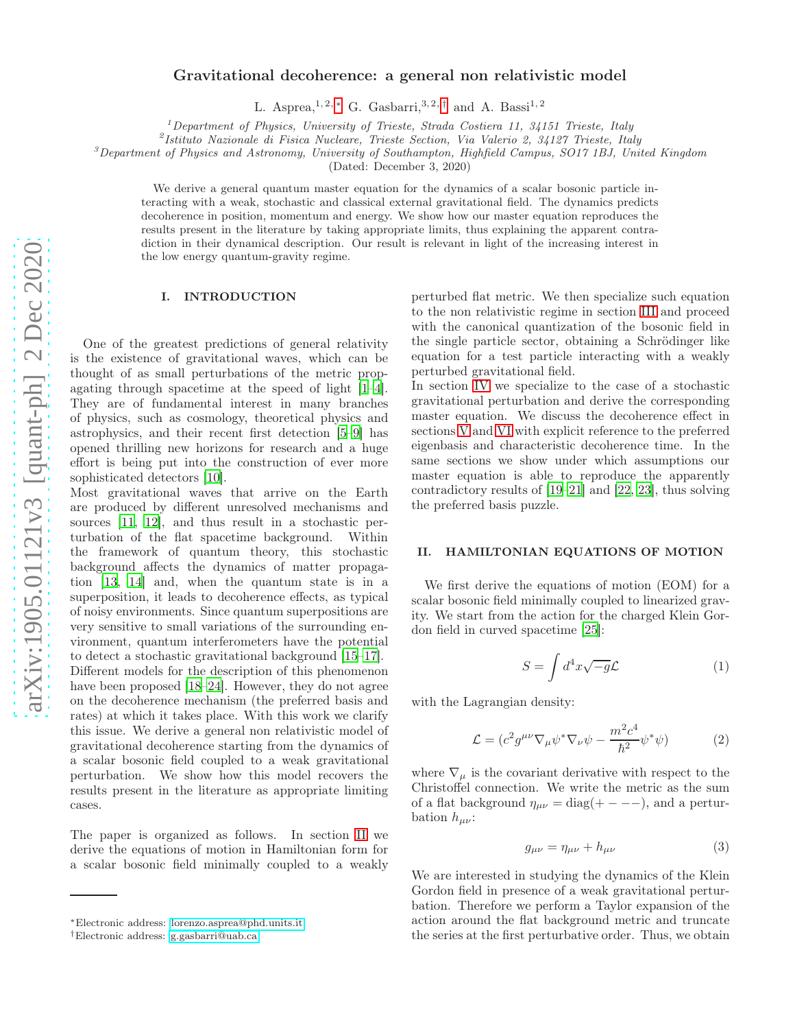# Gravitational decoherence: a general non relativistic model

L. Asprea,[1,2,*] G. Gasbarri,[3,2,†] and A. Bassi[1,2]

[1] Department of Physics, University of Trieste, Strada Costiera 11, 34151 Trieste, Italy
[2] Istituto Nazionale di Fisica Nucleare, Trieste Section, Via Valerio 2, 34127 Trieste, Italy
[3] Department of Physics and Astronomy, University of Southampton, Highfield Campus, SO17 1BJ, United Kingdom

(Dated: December 3, 2020)

We derive a general quantum master equation for the dynamics of a scalar bosonic particle interacting with a weak, stochastic and classical external gravitational field. The dynamics predicts decoherence in position, momentum and energy. We show how our master equation reproduces the results present in the literature by taking appropriate limits, thus explaining the apparent contradiction in their dynamical description. Our result is relevant in light of the increasing interest in the low energy quantum-gravity regime.

## I. INTRODUCTION

One of the greatest predictions of general relativity is the existence of gravitational waves, which can be thought of as small perturbations of the metric propagating through spacetime at the speed of light [1–4]. They are of fundamental interest in many branches of physics, such as cosmology, theoretical physics and astrophysics, and their recent first detection [5–9] has opened thrilling new horizons for research and a huge effort is being put into the construction of ever more sophisticated detectors [10].

Most gravitational waves that arrive on the Earth are produced by different unresolved mechanisms and sources [11, 12], and thus result in a stochastic perturbation of the flat spacetime background. Within the framework of quantum theory, this stochastic background affects the dynamics of matter propagation [13, 14] and, when the quantum state is in a superposition, it leads to decoherence effects, as typical of noisy environments. Since quantum superpositions are very sensitive to small variations of the surrounding environment, quantum interferometers have the potential to detect a stochastic gravitational background [15–17]. Different models for the description of this phenomenon have been proposed [18–24]. However, they do not agree on the decoherence mechanism (the preferred basis and rates) at which it takes place. With this work we clarify this issue. We derive a general non relativistic model of gravitational decoherence starting from the dynamics of a scalar bosonic field coupled to a weak gravitational perturbation. We show how this model recovers the results present in the literature as appropriate limiting cases.

The paper is organized as follows. In section II we derive the equations of motion in Hamiltonian form for a scalar bosonic field minimally coupled to a weakly perturbed flat metric. We then specialize such equation to the non relativistic regime in section III and proceed with the canonical quantization of the bosonic field in the single particle sector, obtaining a Schrödinger like equation for a test particle interacting with a weakly perturbed gravitational field.

In section IV we specialize to the case of a stochastic gravitational perturbation and derive the corresponding master equation. We discuss the decoherence effect in sections V and VI with explicit reference to the preferred eigenbasis and characteristic decoherence time. In the same sections we show under which assumptions our master equation is able to reproduce the apparently contradictory results of [19–21] and [22, 23], thus solving the preferred basis puzzle.

## II. HAMILTONIAN EQUATIONS OF MOTION

We first derive the equations of motion (EOM) for a scalar bosonic field minimally coupled to linearized gravity. We start from the action for the charged Klein Gordon field in curved spacetime [25]:

$$S = \int d^4x \sqrt{-g}\mathcal{L} \tag{1}$$

with the Lagrangian density:

$$\mathcal{L} = (c^2 g^{\mu\nu} \nabla_\mu \psi^* \nabla_\nu \psi - \frac{m^2 c^4}{\hbar^2}\psi^*\psi) \tag{2}$$

where $\nabla_\mu$ is the covariant derivative with respect to the Christoffel connection. We write the metric as the sum of a flat background $\eta_{\mu\nu} = \mathrm{diag}(+---)$, and a perturbation $h_{\mu\nu}$:

$$g_{\mu\nu} = \eta_{\mu\nu} + h_{\mu\nu} \tag{3}$$

We are interested in studying the dynamics of the Klein Gordon field in presence of a weak gravitational perturbation. Therefore we perform a Taylor expansion of the action around the flat background metric and truncate the series at the first perturbative order. Thus, we obtain

---

*Electronic address: lorenzo.asprea@phd.units.it
†Electronic address: g.gasbarri@uab.ca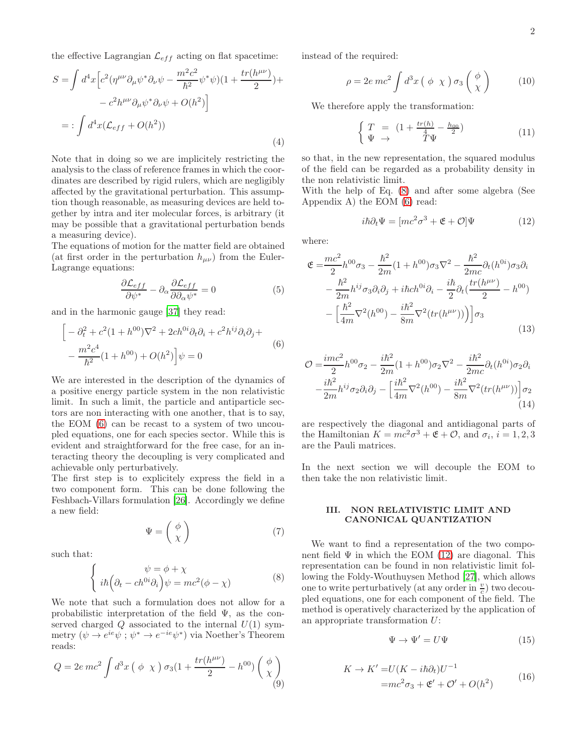the effective Lagrangian $\mathcal{L}_{eff}$ acting on flat spacetime:

$$
\begin{aligned}
S = \int d^4x \Big[ & c^2(\eta^{\mu\nu}\partial_\mu\psi^*\partial_\nu\psi - \frac{m^2c^2}{\hbar^2}\psi^*\psi)(1+\frac{tr(h^{\mu\nu})}{2})+ \\
& - c^2 h^{\mu\nu}\partial_\mu\psi^*\partial_\nu\psi + O(h^2)\Big] \\
=: & \int d^4x(\mathcal{L}_{eff} + O(h^2))
\end{aligned}
\tag{4}
$$

Note that in doing so we are implicitely restricting the analysis to the class of reference frames in which the coordinates are described by rigid rulers, which are negligibly affected by the gravitational perturbation. This assumption though reasonable, as measuring devices are held together by intra and iter molecular forces, is arbitrary (it may be possible that a gravitational perturbation bends a measuring device).

The equations of motion for the matter field are obtained (at first order in the perturbation $h_{\mu\nu}$) from the Euler-Lagrange equations:

$$
\frac{\partial \mathcal{L}_{eff}}{\partial \psi^*} - \partial_\alpha \frac{\partial \mathcal{L}_{eff}}{\partial \partial_\alpha \psi^*} = 0 \tag{5}
$$

and in the harmonic gauge [37] they read:

$$
\begin{aligned}
\Big[ & -\partial_t^2 + c^2(1+h^{00})\nabla^2 + 2ch^{0i}\partial_t\partial_i + c^2h^{ij}\partial_i\partial_j + \\
& - \frac{m^2c^4}{\hbar^2}(1+h^{00}) + O(h^2)\Big]\psi = 0
\end{aligned}
\tag{6}
$$

We are interested in the description of the dynamics of a positive energy particle system in the non relativistic limit. In such a limit, the particle and antiparticle sectors are non interacting with one another, that is to say, the EOM (6) can be recast to a system of two uncoupled equations, one for each species sector. While this is evident and straightforward for the free case, for an interacting theory the decoupling is very complicated and achievable only perturbatively.

The first step is to explicitely express the field in a two component form. This can be done following the Feshbach-Villars formulation [26]. Accordingly we define a new field:

$$
\Psi = \begin{pmatrix} \phi \\ \chi \end{pmatrix} \tag{7}
$$

such that:

$$
\begin{cases} \psi = \phi + \chi \\ i\hbar\Big(\partial_t - ch^{0i}\partial_i\Big)\psi = mc^2(\phi - \chi) \end{cases} \tag{8}
$$

We note that such a formulation does not allow for a probabilistic interpretation of the field $\Psi$, as the conserved charged $Q$ associated to the internal $U(1)$ symmetry ($\psi \to e^{ie}\psi$ ; $\psi^* \to e^{-ie}\psi^*$) via Noether's Theorem reads:

$$
Q = 2e\, mc^2 \int d^3x \begin{pmatrix} \phi & \chi \end{pmatrix} \sigma_3 (1 + \frac{tr(h^{\mu\nu})}{2} - h^{00}) \begin{pmatrix} \phi \\ \chi \end{pmatrix} \tag{9}
$$

instead of the required:

$$
\rho = 2e\, mc^2 \int d^3x \begin{pmatrix} \phi & \chi \end{pmatrix} \sigma_3 \begin{pmatrix} \phi \\ \chi \end{pmatrix} \tag{10}
$$

We therefore apply the transformation:

$$
\begin{cases} T = (1 + \frac{tr(h)}{4} - \frac{h_{00}}{2}) \\ \Psi \to T\Psi \end{cases} \tag{11}
$$

so that, in the new representation, the squared modulus of the field can be regarded as a probability density in the non relativistic limit.

With the help of Eq. (8) and after some algebra (See Appendix A) the EOM (6) read:

$$
i\hbar\partial_t\Psi = [mc^2\sigma^3 + \mathfrak{E} + \mathcal{O}]\Psi \tag{12}
$$

where:

$$
\begin{aligned}
\mathfrak{E} = & \frac{mc^2}{2}h^{00}\sigma_3 - \frac{\hbar^2}{2m}(1+h^{00})\sigma_3\nabla^2 - \frac{\hbar^2}{2mc}\partial_t(h^{0i})\sigma_3\partial_i \\
& - \frac{\hbar^2}{2m}h^{ij}\sigma_3\partial_i\partial_j + i\hbar ch^{0i}\partial_i - \frac{i\hbar}{2}\partial_t(\frac{tr(h^{\mu\nu})}{2} - h^{00}) \\
& - \Big[\frac{\hbar^2}{4m}\nabla^2(h^{00}) - \frac{i\hbar^2}{8m}\nabla^2(tr(h^{\mu\nu}))\Big]\sigma_3
\end{aligned}
\tag{13}
$$

$$
\begin{aligned}
\mathcal{O} = & \frac{imc^2}{2}h^{00}\sigma_2 - \frac{i\hbar^2}{2m}(1+h^{00})\sigma_2\nabla^2 - \frac{i\hbar^2}{2mc}\partial_t(h^{0i})\sigma_2\partial_i \\
& - \frac{i\hbar^2}{2m}h^{ij}\sigma_2\partial_i\partial_j - \Big[\frac{i\hbar^2}{4m}\nabla^2(h^{00}) - \frac{i\hbar^2}{8m}\nabla^2(tr(h^{\mu\nu}))\Big]\sigma_2
\end{aligned}
\tag{14}
$$

are respectively the diagonal and antidiagonal parts of the Hamiltonian $K = mc^2\sigma^3 + \mathfrak{E} + \mathcal{O}$, and $\sigma_i$, $i = 1,2,3$ are the Pauli matrices.

In the next section we will decouple the EOM to then take the non relativistic limit.

## III. NON RELATIVISTIC LIMIT AND CANONICAL QUANTIZATION

We want to find a representation of the two component field $\Psi$ in which the EOM (12) are diagonal. This representation can be found in non relativistic limit following the Foldy-Wouthuysen Method [27], which allows one to write perturbatively (at any order in $\frac{v}{c}$) two decoupled equations, one for each component of the field. The method is operatively characterized by the application of an appropriate transformation $U$:

$$
\Psi \to \Psi' = U\Psi \tag{15}
$$

$$
\begin{aligned}
K \to K' = & U(K - i\hbar\partial_t)U^{-1} \\
= & mc^2\sigma_3 + \mathfrak{E}' + \mathcal{O}' + O(h^2)
\end{aligned}
\tag{16}
$$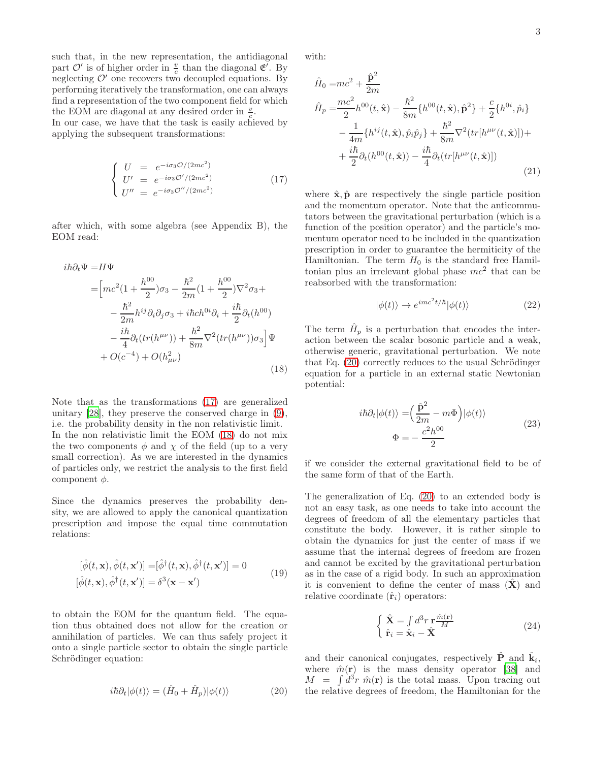such that, in the new representation, the antidiagonal part $\mathcal{O}'$ is of higher order in $\frac{v}{c}$ than the diagonal $\mathfrak{E}'$. By neglecting $\mathcal{O}'$ one recovers two decoupled equations. By performing iteratively the transformation, one can always find a representation of the two component field for which the EOM are diagonal at any desired order in $\frac{v}{c}$.
In our case, we have that the task is easily achieved by applying the subsequent transformations:

$$
\begin{cases} U &= e^{-i\sigma_3 \mathcal{O}/(2mc^2)} \\ U' &= e^{-i\sigma_3 \mathcal{O}'/(2mc^2)} \\ U'' &= e^{-i\sigma_3 \mathcal{O}''/(2mc^2)} \end{cases} \tag{17}
$$

after which, with some algebra (see Appendix B), the EOM read:

$$
\begin{aligned}
i\hbar\partial_t\Psi =& H\Psi \\
=& \Big[mc^2(1+\frac{h^{00}}{2})\sigma_3 - \frac{\hbar^2}{2m}(1+\frac{h^{00}}{2})\nabla^2\sigma_3 + \\
&- \frac{\hbar^2}{2m}h^{ij}\partial_i\partial_j\sigma_3 + i\hbar c h^{0i}\partial_i + \frac{i\hbar}{2}\partial_t(h^{00}) \\
&- \frac{i\hbar}{4}\partial_t(tr(h^{\mu\nu})) + \frac{\hbar^2}{8m}\nabla^2(tr(h^{\mu\nu}))\sigma_3\Big]\Psi \\
&+ O(c^{-4}) + O(h^2_{\mu\nu})
\end{aligned} \tag{18}
$$

Note that as the transformations (17) are generalized unitary [28], they preserve the conserved charge in (9), i.e. the probability density in the non relativistic limit. In the non relativistic limit the EOM (18) do not mix the two components $\phi$ and $\chi$ of the field (up to a very small correction). As we are interested in the dynamics of particles only, we restrict the analysis to the first field component $\phi$.

Since the dynamics preserves the probability density, we are allowed to apply the canonical quantization prescription and impose the equal time commutation relations:

$$
\begin{aligned}
[\hat{\phi}(t,\mathbf{x}), \hat{\phi}(t,\mathbf{x}')] =& [\hat{\phi}^\dagger(t,\mathbf{x}), \hat{\phi}^\dagger(t,\mathbf{x}')] = 0 \\
[\hat{\phi}(t,\mathbf{x}), \hat{\phi}^\dagger(t,\mathbf{x}')] =& \delta^3(\mathbf{x}-\mathbf{x}')
\end{aligned} \tag{19}
$$

to obtain the EOM for the quantum field. The equation thus obtained does not allow for the creation or annihilation of particles. We can thus safely project it onto a single particle sector to obtain the single particle Schrödinger equation:

$$
i\hbar\partial_t|\phi(t)\rangle = (\hat{H}_0 + \hat{H}_p)|\phi(t)\rangle \tag{20}
$$

with:

$$
\begin{aligned}
\hat{H}_0 =& mc^2 + \frac{\hat{\mathbf{p}}^2}{2m} \\
\hat{H}_p =& \frac{mc^2}{2}h^{00}(t,\hat{\mathbf{x}}) - \frac{\hbar^2}{8m}\{h^{00}(t,\hat{\mathbf{x}}), \hat{\mathbf{p}}^2\} + \frac{c}{2}\{h^{0i}, \hat{p}_i\} \\
&- \frac{1}{4m}\{h^{ij}(t,\hat{\mathbf{x}}), \hat{p}_i\hat{p}_j\} + \frac{\hbar^2}{8m}\nabla^2(tr[h^{\mu\nu}(t,\hat{\mathbf{x}})]) + \\
&+ \frac{i\hbar}{2}\partial_t(h^{00}(t,\hat{\mathbf{x}})) - \frac{i\hbar}{4}\partial_t(tr[h^{\mu\nu}(t,\hat{\mathbf{x}})])
\end{aligned} \tag{21}
$$

where $\hat{\mathbf{x}}, \hat{\mathbf{p}}$ are respectively the single particle position and the momentum operator. Note that the anticommutators between the gravitational perturbation (which is a function of the position operator) and the particle's momentum operator need to be included in the quantization prescription in order to guarantee the hermiticity of the Hamiltonian. The term $H_0$ is the standard free Hamiltonian plus an irrelevant global phase $mc^2$ that can be reabsorbed with the transformation:

$$
|\phi(t)\rangle \to e^{imc^2t/\hbar}|\phi(t)\rangle \tag{22}
$$

The term $\hat{H}_p$ is a perturbation that encodes the interaction between the scalar bosonic particle and a weak, otherwise generic, gravitational perturbation. We note that Eq. (20) correctly reduces to the usual Schrödinger equation for a particle in an external static Newtonian potential:

$$
\begin{aligned}
i\hbar\partial_t|\phi(t)\rangle =& \Big(\frac{\hat{\mathbf{p}}^2}{2m} - m\Phi\Big)|\phi(t)\rangle \\
\Phi =& -\frac{c^2h^{00}}{2}
\end{aligned} \tag{23}
$$

if we consider the external gravitational field to be of the same form of that of the Earth.

The generalization of Eq. (20) to an extended body is not an easy task, as one needs to take into account the degrees of freedom of all the elementary particles that constitute the body. However, it is rather simple to obtain the dynamics for just the center of mass if we assume that the internal degrees of freedom are frozen and cannot be excited by the gravitational perturbation as in the case of a rigid body. In such an approximation it is convenient to define the center of mass ($\hat{\mathbf{X}}$) and relative coordinate ($\hat{\mathbf{r}}_i$) operators:

$$
\begin{cases} \hat{\mathbf{X}} = \int d^3r\, \mathbf{r}\frac{\hat{m}(\mathbf{r})}{M} \\ \hat{\mathbf{r}}_i = \hat{\mathbf{x}}_i - \hat{\mathbf{X}} \end{cases} \tag{24}
$$

and their canonical conjugates, respectively $\hat{\mathbf{P}}$ and $\hat{\mathbf{k}}_i$, where $\hat{m}(\mathbf{r})$ is the mass density operator [38] and $M = \int d^3r\ \hat{m}(\mathbf{r})$ is the total mass. Upon tracing out the relative degrees of freedom, the Hamiltonian for the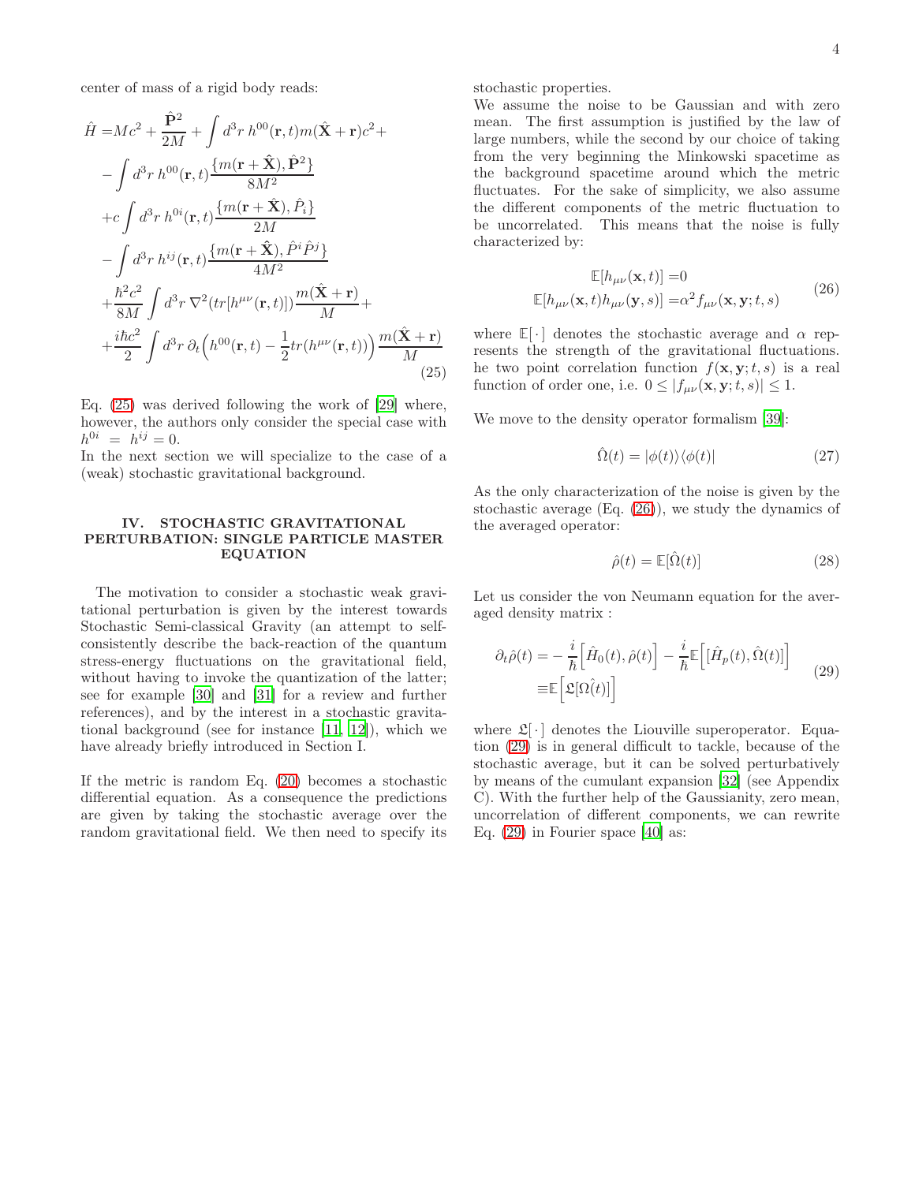center of mass of a rigid body reads:

$$
\begin{aligned}
\hat{H} =& Mc^2 + \frac{\hat{\mathbf{P}}^2}{2M} + \int d^3r\, h^{00}(\mathbf{r},t) m(\hat{\mathbf{X}}+\mathbf{r})c^2 + \\
&- \int d^3r\, h^{00}(\mathbf{r},t) \frac{\{m(\mathbf{r}+\hat{\mathbf{X}}), \hat{\mathbf{P}}^2\}}{8M^2} \\
&+ c\int d^3r\, h^{0i}(\mathbf{r},t) \frac{\{m(\mathbf{r}+\hat{\mathbf{X}}), \hat{P}_i\}}{2M} \\
&- \int d^3r\, h^{ij}(\mathbf{r},t) \frac{\{m(\mathbf{r}+\hat{\mathbf{X}}), \hat{P}^i\hat{P}^j\}}{4M^2} \\
&+ \frac{\hbar^2 c^2}{8M}\int d^3r\, \nabla^2(tr[h^{\mu\nu}(\mathbf{r},t)]) \frac{m(\hat{\mathbf{X}}+\mathbf{r})}{M} + \\
&+ \frac{i\hbar c^2}{2}\int d^3r\, \partial_t\Big(h^{00}(\mathbf{r},t) - \frac{1}{2}tr(h^{\mu\nu}(\mathbf{r},t))\Big)\frac{m(\hat{\mathbf{X}}+\mathbf{r})}{M}
\end{aligned}
\tag{25}
$$

Eq. (25) was derived following the work of [29] where, however, the authors only consider the special case with $h^{0i} = h^{ij} = 0$.
In the next section we will specialize to the case of a (weak) stochastic gravitational background.

## IV. STOCHASTIC GRAVITATIONAL PERTURBATION: SINGLE PARTICLE MASTER EQUATION

The motivation to consider a stochastic weak gravitational perturbation is given by the interest towards Stochastic Semi-classical Gravity (an attempt to self-consistently describe the back-reaction of the quantum stress-energy fluctuations on the gravitational field, without having to invoke the quantization of the latter; see for example [30] and [31] for a review and further references), and by the interest in a stochastic gravitational background (see for instance [11, 12]), which we have already briefly introduced in Section I.

If the metric is random Eq. (20) becomes a stochastic differential equation. As a consequence the predictions are given by taking the stochastic average over the random gravitational field. We then need to specify its stochastic properties.
We assume the noise to be Gaussian and with zero mean. The first assumption is justified by the law of large numbers, while the second by our choice of taking from the very beginning the Minkowski spacetime as the background spacetime around which the metric fluctuates. For the sake of simplicity, we also assume the different components of the metric fluctuation to be uncorrelated. This means that the noise is fully characterized by:

$$
\begin{aligned}
\mathbb{E}[h_{\mu\nu}(\mathbf{x},t)] =& 0 \\
\mathbb{E}[h_{\mu\nu}(\mathbf{x},t)h_{\mu\nu}(\mathbf{y},s)] =& \alpha^2 f_{\mu\nu}(\mathbf{x},\mathbf{y};t,s)
\end{aligned}
\tag{26}
$$

where $\mathbb{E}[\cdot]$ denotes the stochastic average and $\alpha$ represents the strength of the gravitational fluctuations. he two point correlation function $f(\mathbf{x},\mathbf{y};t,s)$ is a real function of order one, i.e. $0 \leq |f_{\mu\nu}(\mathbf{x},\mathbf{y};t,s)| \leq 1$.

We move to the density operator formalism [39]:

$$
\hat{\Omega}(t) = |\phi(t)\rangle\langle\phi(t)| \tag{27}
$$

As the only characterization of the noise is given by the stochastic average (Eq. (26)), we study the dynamics of the averaged operator:

$$
\hat{\rho}(t) = \mathbb{E}[\hat{\Omega}(t)] \tag{28}
$$

Let us consider the von Neumann equation for the averaged density matrix :

$$
\begin{aligned}
\partial_t\hat{\rho}(t) =& -\frac{i}{\hbar}\Big[\hat{H}_0(t), \hat{\rho}(t)\Big] - \frac{i}{\hbar}\mathbb{E}\Big[[\hat{H}_p(t), \hat{\Omega}(t)]\Big] \\
\equiv& \mathbb{E}\Big[\mathfrak{L}[\Omega\hat{(}t)]\Big]
\end{aligned}
\tag{29}
$$

where $\mathfrak{L}[\cdot]$ denotes the Liouville superoperator. Equation (29) is in general difficult to tackle, because of the stochastic average, but it can be solved perturbatively by means of the cumulant expansion [32] (see Appendix C). With the further help of the Gaussianity, zero mean, uncorrelation of different components, we can rewrite Eq. (29) in Fourier space [40] as: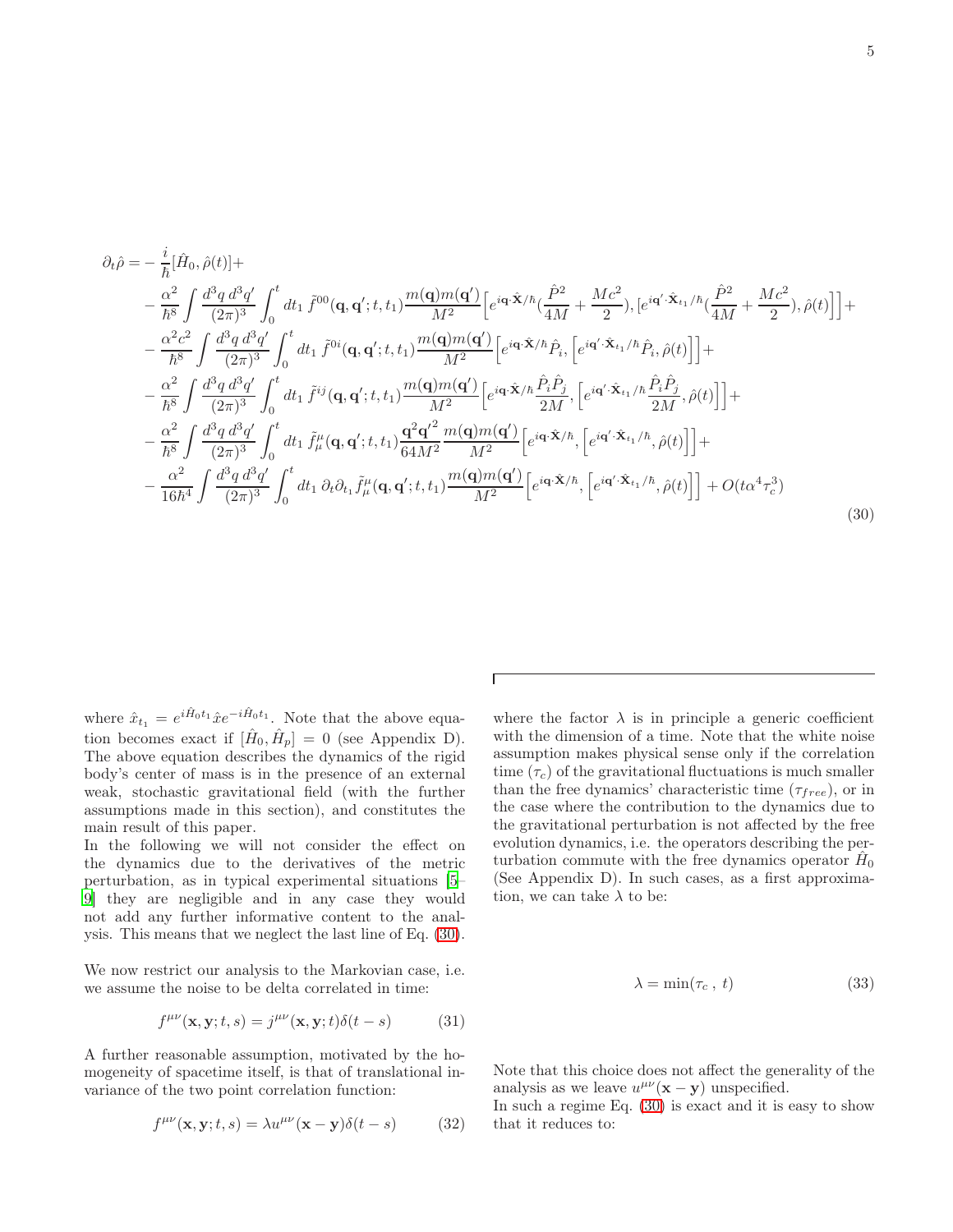$$
\begin{aligned}
\partial_t \hat{\rho} = &-\frac{i}{\hbar}[\hat{H}_0, \hat{\rho}(t)] + \\
&-\frac{\alpha^2}{\hbar^8}\int \frac{d^3q\, d^3q'}{(2\pi)^3}\int_0^t dt_1\, \tilde{f}^{00}(\mathbf{q},\mathbf{q}';t,t_1)\frac{m(\mathbf{q})m(\mathbf{q}')}{M^2}\Big[e^{i\mathbf{q}\cdot\hat{\mathbf{X}}/\hbar}(\frac{\hat{P}^2}{4M}+\frac{Mc^2}{2}),[e^{i\mathbf{q}'\cdot\hat{\mathbf{X}}_{t_1}/\hbar}(\frac{\hat{P}^2}{4M}+\frac{Mc^2}{2}),\hat{\rho}(t)]\Big] + \\
&-\frac{\alpha^2c^2}{\hbar^8}\int \frac{d^3q\, d^3q'}{(2\pi)^3}\int_0^t dt_1\, \tilde{f}^{0i}(\mathbf{q},\mathbf{q}';t,t_1)\frac{m(\mathbf{q})m(\mathbf{q}')}{M^2}\Big[e^{i\mathbf{q}\cdot\hat{\mathbf{X}}/\hbar}\hat{P}_i,\Big[e^{i\mathbf{q}'\cdot\hat{\mathbf{X}}_{t_1}/\hbar}\hat{P}_i,\hat{\rho}(t)\Big]\Big] + \\
&-\frac{\alpha^2}{\hbar^8}\int \frac{d^3q\, d^3q'}{(2\pi)^3}\int_0^t dt_1\, \tilde{f}^{ij}(\mathbf{q},\mathbf{q}';t,t_1)\frac{m(\mathbf{q})m(\mathbf{q}')}{M^2}\Big[e^{i\mathbf{q}\cdot\hat{\mathbf{X}}/\hbar}\frac{\hat{P}_i\hat{P}_j}{2M},\Big[e^{i\mathbf{q}'\cdot\hat{\mathbf{X}}_{t_1}/\hbar}\frac{\hat{P}_i\hat{P}_j}{2M},\hat{\rho}(t)\Big]\Big] + \\
&-\frac{\alpha^2}{\hbar^8}\int \frac{d^3q\, d^3q'}{(2\pi)^3}\int_0^t dt_1\, \tilde{f}^{\mu}_{\mu}(\mathbf{q},\mathbf{q}';t,t_1)\frac{\mathbf{q}^2\mathbf{q}'^2}{64M^2}\frac{m(\mathbf{q})m(\mathbf{q}')}{M^2}\Big[e^{i\mathbf{q}\cdot\hat{\mathbf{X}}/\hbar},\Big[e^{i\mathbf{q}'\cdot\hat{\mathbf{X}}_{t_1}/\hbar},\hat{\rho}(t)\Big]\Big] + \\
&-\frac{\alpha^2}{16\hbar^4}\int \frac{d^3q\, d^3q'}{(2\pi)^3}\int_0^t dt_1\, \partial_t\partial_{t_1}\tilde{f}^{\mu}_{\mu}(\mathbf{q},\mathbf{q}';t,t_1)\frac{m(\mathbf{q})m(\mathbf{q}')}{M^2}\Big[e^{i\mathbf{q}\cdot\hat{\mathbf{X}}/\hbar},\Big[e^{i\mathbf{q}'\cdot\hat{\mathbf{X}}_{t_1}/\hbar},\hat{\rho}(t)\Big]\Big] + O(t\alpha^4\tau_c^3)
\end{aligned}
\tag{30}
$$

where $\hat{x}_{t_1} = e^{i\hat{H}_0 t_1}\hat{x}e^{-i\hat{H}_0 t_1}$. Note that the above equation becomes exact if $[\hat{H}_0, \hat{H}_p] = 0$ (see Appendix D). The above equation describes the dynamics of the rigid body's center of mass is in the presence of an external weak, stochastic gravitational field (with the further assumptions made in this section), and constitutes the main result of this paper.

In the following we will not consider the effect on the dynamics due to the derivatives of the metric perturbation, as in typical experimental situations [5–9] they are negligible and in any case they would not add any further informative content to the analysis. This means that we neglect the last line of Eq. (30).

We now restrict our analysis to the Markovian case, i.e. we assume the noise to be delta correlated in time:

$$
f^{\mu\nu}(\mathbf{x},\mathbf{y};t,s) = j^{\mu\nu}(\mathbf{x},\mathbf{y};t)\delta(t-s) \tag{31}
$$

A further reasonable assumption, motivated by the homogeneity of spacetime itself, is that of translational invariance of the two point correlation function:

$$
f^{\mu\nu}(\mathbf{x},\mathbf{y};t,s) = \lambda u^{\mu\nu}(\mathbf{x}-\mathbf{y})\delta(t-s) \tag{32}
$$

where the factor $\lambda$ is in principle a generic coefficient with the dimension of a time. Note that the white noise assumption makes physical sense only if the correlation time ($\tau_c$) of the gravitational fluctuations is much smaller than the free dynamics' characteristic time ($\tau_{free}$), or in the case where the contribution to the dynamics due to the gravitational perturbation is not affected by the free evolution dynamics, i.e. the operators describing the perturbation commute with the free dynamics operator $\hat{H}_0$ (See Appendix D). In such cases, as a first approximation, we can take $\lambda$ to be:

$$
\lambda = \min(\tau_c\ ,\ t) \tag{33}
$$

Note that this choice does not affect the generality of the analysis as we leave $u^{\mu\nu}(\mathbf{x}-\mathbf{y})$ unspecified.

In such a regime Eq. (30) is exact and it is easy to show that it reduces to: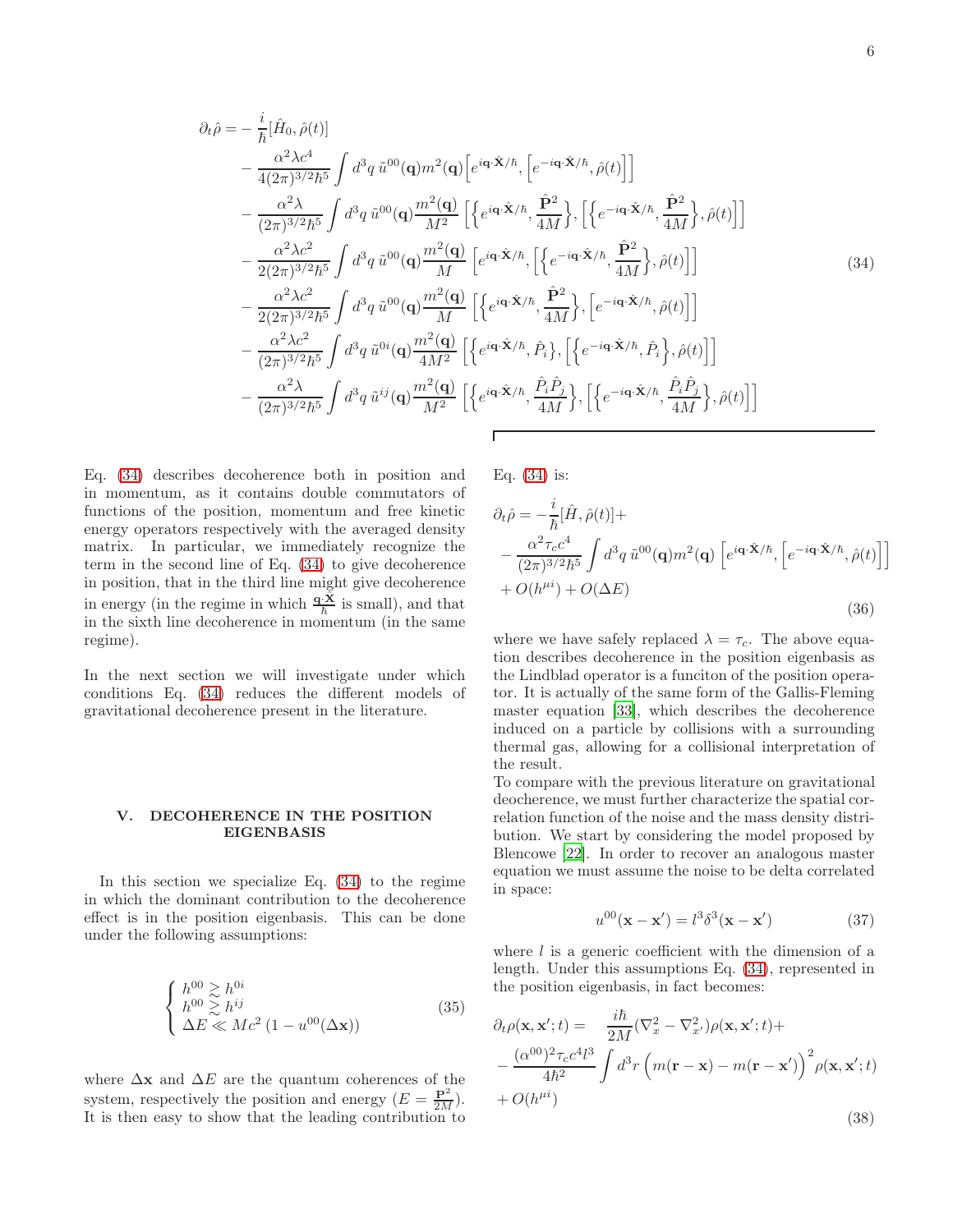$$
\begin{aligned}
\partial_t \hat{\rho} = &- \frac{i}{\hbar}[\hat{H}_0, \hat{\rho}(t)] \\
&- \frac{\alpha^2 \lambda c^4}{4(2\pi)^{3/2}\hbar^5} \int d^3q \, \tilde{u}^{00}(\mathbf{q}) m^2(\mathbf{q}) \Big[ e^{i\mathbf{q}\cdot\hat{\mathbf{X}}/\hbar}, \Big[ e^{-i\mathbf{q}\cdot\hat{\mathbf{X}}/\hbar}, \hat{\rho}(t) \Big] \Big] \\
&- \frac{\alpha^2 \lambda}{(2\pi)^{3/2}\hbar^5} \int d^3q \, \tilde{u}^{00}(\mathbf{q}) \frac{m^2(\mathbf{q})}{M^2} \left[ \left\{ e^{i\mathbf{q}\cdot\hat{\mathbf{X}}/\hbar}, \frac{\hat{\mathbf{P}}^2}{4M} \right\}, \left[ \left\{ e^{-i\mathbf{q}\cdot\hat{\mathbf{X}}/\hbar}, \frac{\hat{\mathbf{P}}^2}{4M} \right\}, \hat{\rho}(t) \right] \right] \\
&- \frac{\alpha^2 \lambda c^2}{2(2\pi)^{3/2}\hbar^5} \int d^3q \, \tilde{u}^{00}(\mathbf{q}) \frac{m^2(\mathbf{q})}{M} \left[ e^{i\mathbf{q}\cdot\hat{\mathbf{X}}/\hbar}, \left[ \left\{ e^{-i\mathbf{q}\cdot\hat{\mathbf{X}}/\hbar}, \frac{\hat{\mathbf{P}}^2}{4M} \right\}, \hat{\rho}(t) \right] \right] \\
&- \frac{\alpha^2 \lambda c^2}{2(2\pi)^{3/2}\hbar^5} \int d^3q \, \tilde{u}^{00}(\mathbf{q}) \frac{m^2(\mathbf{q})}{M} \left[ \left\{ e^{i\mathbf{q}\cdot\hat{\mathbf{X}}/\hbar}, \frac{\hat{\mathbf{P}}^2}{4M} \right\}, \left[ e^{-i\mathbf{q}\cdot\hat{\mathbf{X}}/\hbar}, \hat{\rho}(t) \right] \right] \\
&- \frac{\alpha^2 \lambda c^2}{(2\pi)^{3/2}\hbar^5} \int d^3q \, \tilde{u}^{0i}(\mathbf{q}) \frac{m^2(\mathbf{q})}{4M^2} \left[ \left\{ e^{i\mathbf{q}\cdot\hat{\mathbf{X}}/\hbar}, \hat{P}_i \right\}, \left[ \left\{ e^{-i\mathbf{q}\cdot\hat{\mathbf{X}}/\hbar}, \hat{P}_i \right\}, \hat{\rho}(t) \right] \right] \\
&- \frac{\alpha^2 \lambda}{(2\pi)^{3/2}\hbar^5} \int d^3q \, \tilde{u}^{ij}(\mathbf{q}) \frac{m^2(\mathbf{q})}{M^2} \left[ \left\{ e^{i\mathbf{q}\cdot\hat{\mathbf{X}}/\hbar}, \frac{\hat{P}_i \hat{P}_j}{4M} \right\}, \left[ \left\{ e^{-i\mathbf{q}\cdot\hat{\mathbf{X}}/\hbar}, \frac{\hat{P}_i \hat{P}_j}{4M} \right\}, \hat{\rho}(t) \right] \right]
\end{aligned}
\tag{34}
$$

Eq. (34) describes decoherence both in position and in momentum, as it contains double commutators of functions of the position, momentum and free kinetic energy operators respectively with the averaged density matrix. In particular, we immediately recognize the term in the second line of Eq. (34) to give decoherence in position, that in the third line might give decoherence in energy (in the regime in which $\frac{\mathbf{q}\cdot\hat{\mathbf{X}}}{\hbar}$ is small), and that in the sixth line decoherence in momentum (in the same regime).

In the next section we will investigate under which conditions Eq. (34) reduces the different models of gravitational decoherence present in the literature.

## V. DECOHERENCE IN THE POSITION EIGENBASIS

In this section we specialize Eq. (34) to the regime in which the dominant contribution to the decoherence effect is in the position eigenbasis. This can be done under the following assumptions:

$$
\begin{cases}
h^{00} \gtrsim h^{0i} \\
h^{00} \gtrsim h^{ij} \\
\Delta E \ll Mc^2 \left(1 - u^{00}(\Delta \mathbf{x})\right)
\end{cases}
\tag{35}
$$

where $\Delta \mathbf{x}$ and $\Delta E$ are the quantum coherences of the system, respectively the position and energy ($E = \frac{\mathbf{P}^2}{2M}$). It is then easy to show that the leading contribution to Eq. (34) is:

$$
\begin{aligned}
\partial_t \hat{\rho} = &- \frac{i}{\hbar}[\hat{H}, \hat{\rho}(t)] + \\
&- \frac{\alpha^2 \tau_c c^4}{(2\pi)^{3/2}\hbar^5} \int d^3q \, \tilde{u}^{00}(\mathbf{q}) m^2(\mathbf{q}) \left[ e^{i\mathbf{q}\cdot\hat{\mathbf{X}}/\hbar}, \left[ e^{-i\mathbf{q}\cdot\hat{\mathbf{X}}/\hbar}, \hat{\rho}(t) \right] \right] \\
&+ O(h^{\mu i}) + O(\Delta E)
\end{aligned}
\tag{36}
$$

where we have safely replaced $\lambda = \tau_c$. The above equation describes decoherence in the position eigenbasis as the Lindblad operator is a funciton of the position operator. It is actually of the same form of the Gallis-Fleming master equation [33], which describes the decoherence induced on a particle by collisions with a surrounding thermal gas, allowing for a collisional interpretation of the result.

To compare with the previous literature on gravitational deocherence, we must further characterize the spatial correlation function of the noise and the mass density distribution. We start by considering the model proposed by Blencowe [22]. In order to recover an analogous master equation we must assume the noise to be delta correlated in space:

$$
u^{00}(\mathbf{x} - \mathbf{x}') = l^3 \delta^3(\mathbf{x} - \mathbf{x}')
\tag{37}
$$

where $l$ is a generic coefficient with the dimension of a length. Under this assumptions Eq. (34), represented in the position eigenbasis, in fact becomes:

$$
\begin{aligned}
\partial_t \rho(\mathbf{x}, \mathbf{x}'; t) = &\quad \frac{i\hbar}{2M}(\nabla_x^2 - \nabla_{x'}^2)\rho(\mathbf{x}, \mathbf{x}'; t) + \\
&- \frac{(\alpha^{00})^2 \tau_c c^4 l^3}{4\hbar^2} \int d^3r \left( m(\mathbf{r} - \mathbf{x}) - m(\mathbf{r} - \mathbf{x}') \right)^2 \rho(\mathbf{x}, \mathbf{x}'; t) \\
&+ O(h^{\mu i})
\end{aligned}
\tag{38}
$$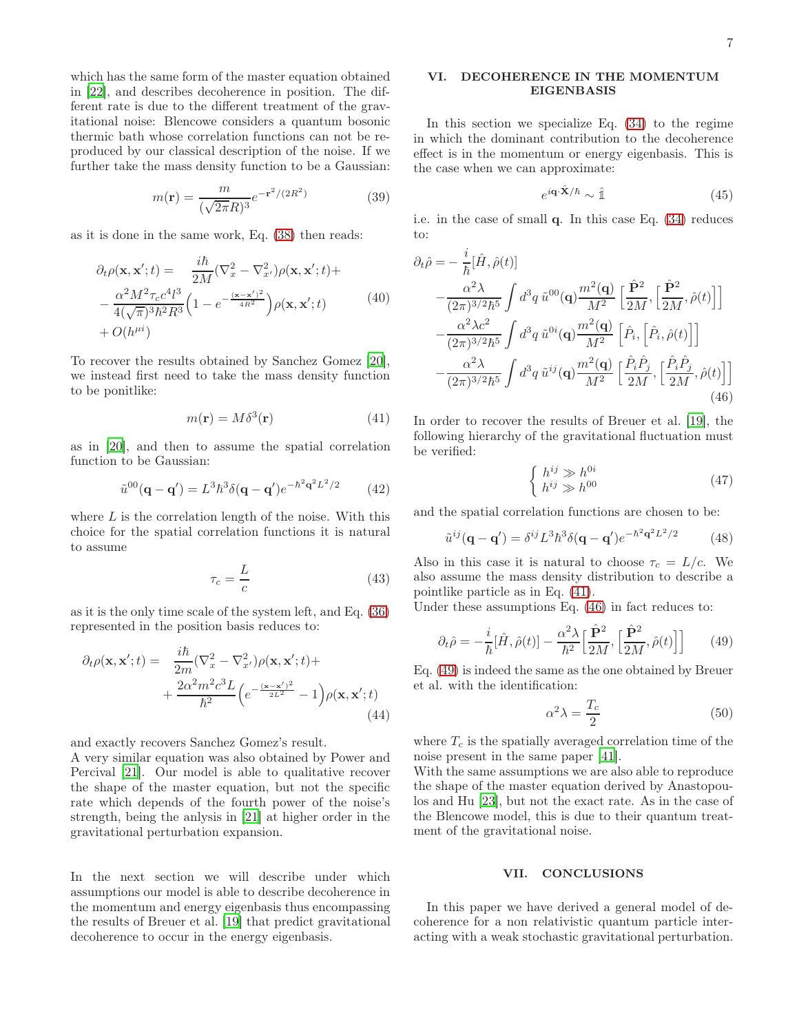which has the same form of the master equation obtained in [22], and describes decoherence in position. The different rate is due to the different treatment of the gravitational noise: Blencowe considers a quantum bosonic thermic bath whose correlation functions can not be reproduced by our classical description of the noise. If we further take the mass density function to be a Gaussian:

$$m(\mathbf{r}) = \frac{m}{(\sqrt{2\pi}R)^3} e^{-\mathbf{r}^2/(2R^2)} \tag{39}$$

as it is done in the same work, Eq. (38) then reads:

$$\begin{aligned}
\partial_t \rho(\mathbf{x}, \mathbf{x}'; t) = \quad & \frac{i\hbar}{2M}(\nabla_x^2 - \nabla_{x'}^2)\rho(\mathbf{x}, \mathbf{x}'; t) + \\
- & \frac{\alpha^2 M^2 \tau_c c^4 l^3}{4(\sqrt{\pi})^3 \hbar^2 R^3}\Big(1 - e^{-\frac{(\mathbf{x}-\mathbf{x}')^2}{4R^2}}\Big)\rho(\mathbf{x}, \mathbf{x}'; t) \\
+ & O(h^{\mu i})
\end{aligned} \tag{40}$$

To recover the results obtained by Sanchez Gomez [20], we instead first need to take the mass density function to be ponitlike:

$$m(\mathbf{r}) = M\delta^3(\mathbf{r}) \tag{41}$$

as in [20], and then to assume the spatial correlation function to be Gaussian:

$$\tilde{u}^{00}(\mathbf{q} - \mathbf{q}') = L^3 \hbar^3 \delta(\mathbf{q} - \mathbf{q}') e^{-\hbar^2 \mathbf{q}^2 L^2/2} \tag{42}$$

where $L$ is the correlation length of the noise. With this choice for the spatial correlation functions it is natural to assume

$$\tau_c = \frac{L}{c} \tag{43}$$

as it is the only time scale of the system left, and Eq. (36) represented in the position basis reduces to:

$$\begin{aligned}
\partial_t \rho(\mathbf{x}, \mathbf{x}'; t) = \quad & \frac{i\hbar}{2m}(\nabla_x^2 - \nabla_{x'}^2)\rho(\mathbf{x}, \mathbf{x}'; t) + \\
+ & \frac{2\alpha^2 m^2 c^3 L}{\hbar^2}\Big(e^{-\frac{(\mathbf{x}-\mathbf{x}')^2}{2L^2}} - 1\Big)\rho(\mathbf{x}, \mathbf{x}'; t)
\end{aligned} \tag{44}$$

and exactly recovers Sanchez Gomez's result.
A very similar equation was also obtained by Power and Percival [21]. Our model is able to qualitative recover the shape of the master equation, but not the specific rate which depends of the fourth power of the noise's strength, being the anlysis in [21] at higher order in the gravitational perturbation expansion.

In the next section we will describe under which assumptions our model is able to describe decoherence in the momentum and energy eigenbasis thus encompassing the results of Breuer et al. [19] that predict gravitational decoherence to occur in the energy eigenbasis.

## VI. DECOHERENCE IN THE MOMENTUM EIGENBASIS

In this section we specialize Eq. (34) to the regime in which the dominant contribution to the decoherence effect is in the momentum or energy eigenbasis. This is the case when we can approximate:

$$e^{i\mathbf{q}\cdot\hat{\mathbf{X}}/\hbar} \sim \hat{\mathbb{1}} \tag{45}$$

i.e. in the case of small $\mathbf{q}$. In this case Eq. (34) reduces to:

$$\begin{aligned}
\partial_t \hat{\rho} = & -\frac{i}{\hbar}[\hat{H}, \hat{\rho}(t)] \\
& -\frac{\alpha^2 \lambda}{(2\pi)^{3/2}\hbar^5}\int d^3q\, \tilde{u}^{00}(\mathbf{q})\frac{m^2(\mathbf{q})}{M^2}\Big[\frac{\hat{\mathbf{P}}^2}{2M}, \Big[\frac{\hat{\mathbf{P}}^2}{2M}, \hat{\rho}(t)\Big]\Big] \\
& -\frac{\alpha^2 \lambda c^2}{(2\pi)^{3/2}\hbar^5}\int d^3q\, \tilde{u}^{0i}(\mathbf{q})\frac{m^2(\mathbf{q})}{M^2}\Big[\hat{P}_i, \Big[\hat{P}_i, \hat{\rho}(t)\Big]\Big] \\
& -\frac{\alpha^2 \lambda}{(2\pi)^{3/2}\hbar^5}\int d^3q\, \tilde{u}^{ij}(\mathbf{q})\frac{m^2(\mathbf{q})}{M^2}\Big[\frac{\hat{P}_i\hat{P}_j}{2M}, \Big[\frac{\hat{P}_i\hat{P}_j}{2M}, \hat{\rho}(t)\Big]\Big]
\end{aligned} \tag{46}$$

In order to recover the results of Breuer et al. [19], the following hierarchy of the gravitational fluctuation must be verified:

$$\begin{cases} h^{ij} \gg h^{0i} \\ h^{ij} \gg h^{00} \end{cases} \tag{47}$$

and the spatial correlation functions are chosen to be:

$$\tilde{u}^{ij}(\mathbf{q} - \mathbf{q}') = \delta^{ij} L^3 \hbar^3 \delta(\mathbf{q} - \mathbf{q}') e^{-\hbar^2 \mathbf{q}^2 L^2/2} \tag{48}$$

Also in this case it is natural to choose $\tau_c = L/c$. We also assume the mass density distribution to describe a pointlike particle as in Eq. (41).
Under these assumptions Eq. (46) in fact reduces to:

$$\partial_t \hat{\rho} = -\frac{i}{\hbar}[\hat{H}, \hat{\rho}(t)] - \frac{\alpha^2 \lambda}{\hbar^2}\Big[\frac{\hat{\mathbf{P}}^2}{2M}, \Big[\frac{\hat{\mathbf{P}}^2}{2M}, \hat{\rho}(t)\Big]\Big] \tag{49}$$

Eq. (49) is indeed the same as the one obtained by Breuer et al. with the identification:

$$\alpha^2 \lambda = \frac{T_c}{2} \tag{50}$$

where $T_c$ is the spatially averaged correlation time of the noise present in the same paper [41].
With the same assumptions we are also able to reproduce the shape of the master equation derived by Anastopoulos and Hu [23], but not the exact rate. As in the case of the Blencowe model, this is due to their quantum treatment of the gravitational noise.

## VII. CONCLUSIONS

In this paper we have derived a general model of decoherence for a non relativistic quantum particle interacting with a weak stochastic gravitational perturbation.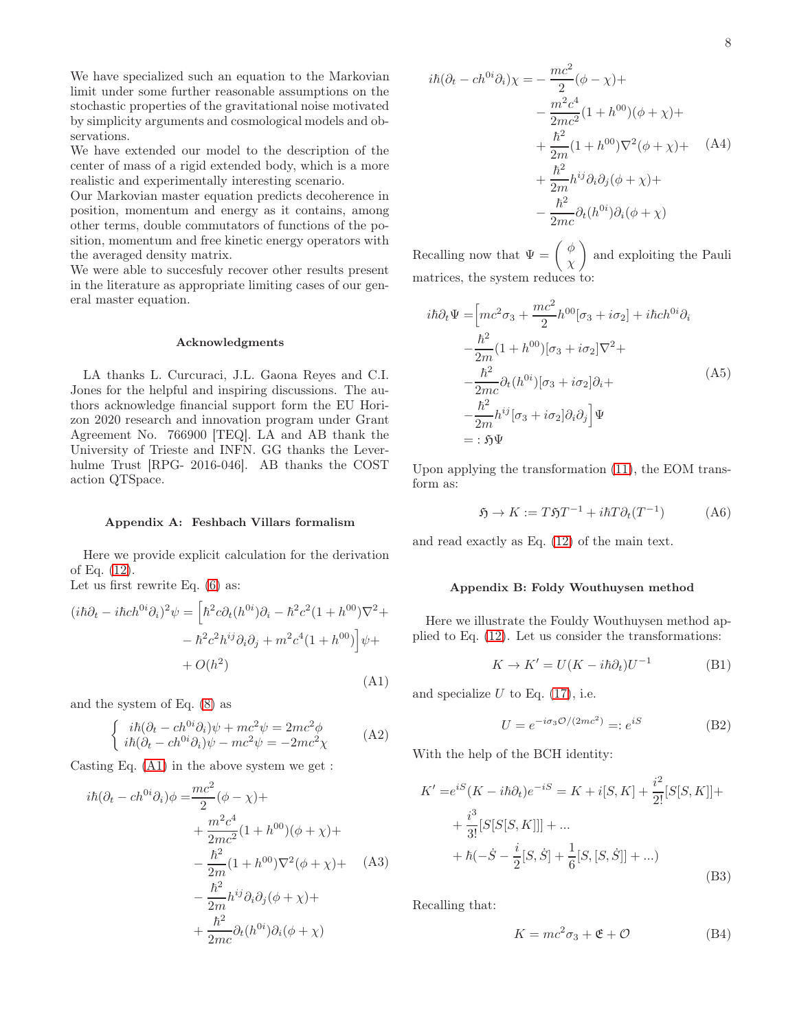We have specialized such an equation to the Markovian limit under some further reasonable assumptions on the stochastic properties of the gravitational noise motivated by simplicity arguments and cosmological models and observations.
We have extended our model to the description of the center of mass of a rigid extended body, which is a more realistic and experimentally interesting scenario.
Our Markovian master equation predicts decoherence in position, momentum and energy as it contains, among other terms, double commutators of functions of the position, momentum and free kinetic energy operators with the averaged density matrix.
We were able to succesfuly recover other results present in the literature as appropriate limiting cases of our general master equation.

### Acknowledgments

LA thanks L. Curcuraci, J.L. Gaona Reyes and C.I. Jones for the helpful and inspiring discussions. The authors acknowledge financial support form the EU Horizon 2020 research and innovation program under Grant Agreement No. 766900 [TEQ]. LA and AB thank the University of Trieste and INFN. GG thanks the Leverhulme Trust [RPG- 2016-046]. AB thanks the COST action QTSpace.

### Appendix A: Feshbach Villars formalism

Here we provide explicit calculation for the derivation of Eq. (12).
Let us first rewrite Eq. (6) as:

$$
\begin{aligned}
(i\hbar\partial_t - i\hbar c h^{0i}\partial_i)^2\psi = \Big[&\hbar^2 c\partial_t(h^{0i})\partial_i - \hbar^2c^2(1+h^{00})\nabla^2 + \\
&- \hbar^2c^2h^{ij}\partial_i\partial_j + m^2c^4(1+h^{00})\Big]\psi + \\
&+ O(h^2)
\end{aligned} \tag{A1}
$$

and the system of Eq. (8) as

$$
\begin{cases} i\hbar(\partial_t - ch^{0i}\partial_i)\psi + mc^2\psi = 2mc^2\phi \\ i\hbar(\partial_t - ch^{0i}\partial_i)\psi - mc^2\psi = -2mc^2\chi \end{cases} \tag{A2}
$$

Casting Eq. (A1) in the above system we get :

$$
\begin{aligned}
i\hbar(\partial_t - ch^{0i}\partial_i)\phi =& \frac{mc^2}{2}(\phi-\chi) + \\
&+ \frac{m^2c^4}{2mc^2}(1+h^{00})(\phi+\chi) + \\
&- \frac{\hbar^2}{2m}(1+h^{00})\nabla^2(\phi+\chi) + \\
&- \frac{\hbar^2}{2m}h^{ij}\partial_i\partial_j(\phi+\chi) + \\
&+ \frac{\hbar^2}{2mc}\partial_t(h^{0i})\partial_i(\phi+\chi)
\end{aligned} \tag{A3}
$$

$$
\begin{aligned}
i\hbar(\partial_t - ch^{0i}\partial_i)\chi =& -\frac{mc^2}{2}(\phi-\chi) + \\
&- \frac{m^2c^4}{2mc^2}(1+h^{00})(\phi+\chi) + \\
&+ \frac{\hbar^2}{2m}(1+h^{00})\nabla^2(\phi+\chi) + \\
&+ \frac{\hbar^2}{2m}h^{ij}\partial_i\partial_j(\phi+\chi) + \\
&- \frac{\hbar^2}{2mc}\partial_t(h^{0i})\partial_i(\phi+\chi)
\end{aligned} \tag{A4}
$$

Recalling now that $\Psi = \begin{pmatrix} \phi \\ \chi \end{pmatrix}$ and exploiting the Pauli matrices, the system reduces to:

$$
\begin{aligned}
i\hbar\partial_t\Psi =& \Big[mc^2\sigma_3 + \frac{mc^2}{2}h^{00}[\sigma_3 + i\sigma_2] + i\hbar c h^{0i}\partial_i \\
&- \frac{\hbar^2}{2m}(1+h^{00})[\sigma_3 + i\sigma_2]\nabla^2 + \\
&- \frac{\hbar^2}{2mc}\partial_t(h^{0i})[\sigma_3 + i\sigma_2]\partial_i + \\
&- \frac{\hbar^2}{2m}h^{ij}[\sigma_3 + i\sigma_2]\partial_i\partial_j\Big]\Psi \\
=&: \mathfrak{H}\Psi
\end{aligned} \tag{A5}
$$

Upon applying the transformation (11), the EOM transform as:

$$
\mathfrak{H} \to K := T\mathfrak{H}T^{-1} + i\hbar T\partial_t(T^{-1}) \tag{A6}
$$

and read exactly as Eq. (12) of the main text.

### Appendix B: Foldy Wouthuysen method

Here we illustrate the Fouldy Wouthuysen method applied to Eq. (12). Let us consider the transformations:

$$
K \to K' = U(K - i\hbar\partial_t)U^{-1} \tag{B1}
$$

and specialize $U$ to Eq. (17), i.e.

$$
U = e^{-i\sigma_3\mathcal{O}/(2mc^2)} =: e^{iS} \tag{B2}
$$

With the help of the BCH identity:

$$
\begin{aligned}
K' =& e^{iS}(K - i\hbar\partial_t)e^{-iS} = K + i[S,K] + \frac{i^2}{2!}[S[S,K]] + \\
&+ \frac{i^3}{3!}[S[S[S,K]]] + ... \\
&+ \hbar(-\dot{S} - \frac{i}{2}[S,\dot{S}] + \frac{1}{6}[S,[S,\dot{S}]] + ...)
\end{aligned} \tag{B3}
$$

Recalling that:

$$
K = mc^2\sigma_3 + \mathfrak{E} + \mathcal{O} \tag{B4}
$$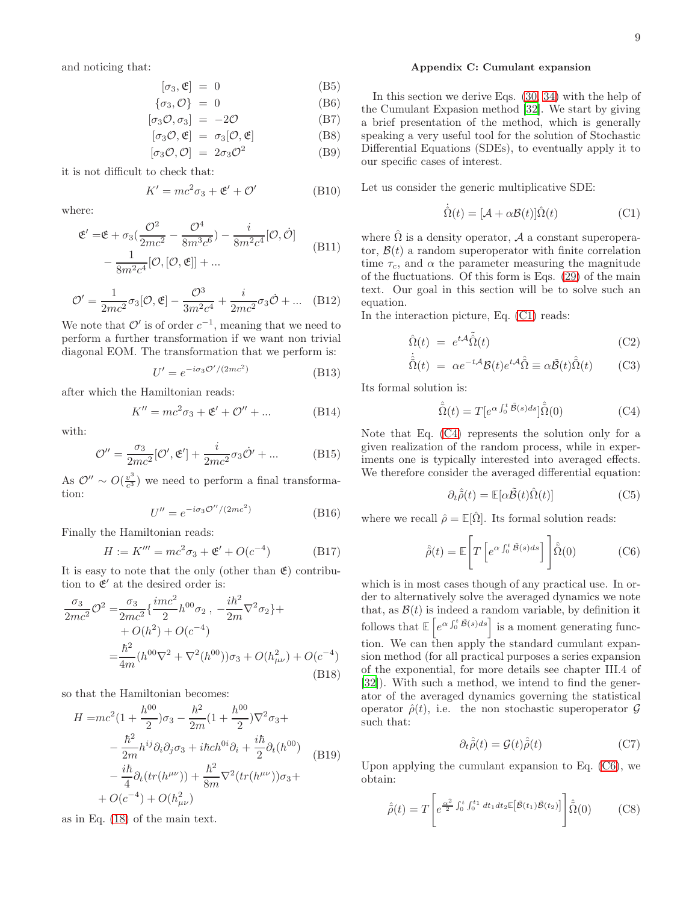and noticing that:

$$[\sigma_3, \mathfrak{E}] = 0 \tag{B5}$$
$$\{\sigma_3, \mathcal{O}\} = 0 \tag{B6}$$
$$[\sigma_3 \mathcal{O}, \sigma_3] = -2\mathcal{O} \tag{B7}$$
$$[\sigma_3 \mathcal{O}, \mathfrak{E}] = \sigma_3[\mathcal{O}, \mathfrak{E}] \tag{B8}$$
$$[\sigma_3 \mathcal{O}, \mathcal{O}] = 2\sigma_3 \mathcal{O}^2 \tag{B9}$$

it is not difficult to check that:

$$K' = mc^2\sigma_3 + \mathfrak{E}' + \mathcal{O}' \tag{B10}$$

where:

$$\mathfrak{E}' = \mathfrak{E} + \sigma_3\left(\frac{\mathcal{O}^2}{2mc^2} - \frac{\mathcal{O}^4}{8m^3c^6}\right) - \frac{i}{8m^2c^4}[\mathcal{O}, \dot{\mathcal{O}}] - \frac{1}{8m^2c^4}[\mathcal{O}, [\mathcal{O}, \mathfrak{E}]] + ... \tag{B11}$$

$$\mathcal{O}' = \frac{1}{2mc^2}\sigma_3[\mathcal{O}, \mathfrak{E}] - \frac{\mathcal{O}^3}{3m^2c^4} + \frac{i}{2mc^2}\sigma_3\dot{\mathcal{O}} + ... \tag{B12}$$

We note that $\mathcal{O}'$ is of order $c^{-1}$, meaning that we need to perform a further transformation if we want non trivial diagonal EOM. The transformation that we perform is:

$$U' = e^{-i\sigma_3 \mathcal{O}'/(2mc^2)} \tag{B13}$$

after which the Hamiltonian reads:

$$K'' = mc^2\sigma_3 + \mathfrak{E}' + \mathcal{O}'' + ... \tag{B14}$$

with:

$$\mathcal{O}'' = \frac{\sigma_3}{2mc^2}[\mathcal{O}', \mathfrak{E}'] + \frac{i}{2mc^2}\sigma_3\dot{\mathcal{O}}' + ... \tag{B15}$$

As $\mathcal{O}'' \sim O(\frac{v^3}{c^3})$ we need to perform a final transformation:

$$U'' = e^{-i\sigma_3 \mathcal{O}''/(2mc^2)} \tag{B16}$$

Finally the Hamiltonian reads:

$$H := K''' = mc^2\sigma_3 + \mathfrak{E}' + O(c^{-4}) \tag{B17}$$

It is easy to note that the only (other than $\mathfrak{E}$) contribution to $\mathfrak{E}'$ at the desired order is:

$$\begin{aligned}\frac{\sigma_3}{2mc^2}\mathcal{O}^2 =& \frac{\sigma_3}{2mc^2}\left\{\frac{imc^2}{2}h^{00}\sigma_2\, ,\, -\frac{i\hbar^2}{2m}\nabla^2\sigma_2\right\} + \\ &+ O(h^2) + O(c^{-4}) \\ =& \frac{\hbar^2}{4m}(h^{00}\nabla^2 + \nabla^2(h^{00}))\sigma_3 + O(h^2_{\mu\nu}) + O(c^{-4})\end{aligned} \tag{B18}$$

so that the Hamiltonian becomes:

$$\begin{aligned}H =& mc^2\left(1 + \frac{h^{00}}{2}\right)\sigma_3 - \frac{\hbar^2}{2m}\left(1 + \frac{h^{00}}{2}\right)\nabla^2\sigma_3 + \\ &- \frac{\hbar^2}{2m}h^{ij}\partial_i\partial_j\sigma_3 + i\hbar c h^{0i}\partial_i + \frac{i\hbar}{2}\partial_t(h^{00}) \\ &- \frac{i\hbar}{4}\partial_t(tr(h^{\mu\nu})) + \frac{\hbar^2}{8m}\nabla^2(tr(h^{\mu\nu}))\sigma_3 + \\ &+ O(c^{-4}) + O(h^2_{\mu\nu})\end{aligned} \tag{B19}$$

as in Eq. (18) of the main text.

## Appendix C: Cumulant expansion

In this section we derive Eqs. (30, 34) with the help of the Cumulant Expasion method [32]. We start by giving a brief presentation of the method, which is generally speaking a very useful tool for the solution of Stochastic Differential Equations (SDEs), to eventually apply it to our specific cases of interest.

Let us consider the generic multiplicative SDE:

$$\dot{\hat{\Omega}}(t) = [\mathcal{A} + \alpha\mathcal{B}(t)]\hat{\Omega}(t) \tag{C1}$$

where $\hat{\Omega}$ is a density operator, $\mathcal{A}$ a constant superoperator, $\mathcal{B}(t)$ a random superoperator with finite correlation time $\tau_c$, and $\alpha$ the parameter measuring the magnitude of the fluctuations. Of this form is Eqs. (29) of the main text. Our goal in this section will be to solve such an equation.

In the interaction picture, Eq. (C1) reads:

$$\hat{\Omega}(t) = e^{t\mathcal{A}}\tilde{\hat{\Omega}}(t) \tag{C2}$$
$$\dot{\tilde{\hat{\Omega}}}(t) = \alpha e^{-t\mathcal{A}}\mathcal{B}(t)e^{t\mathcal{A}}\tilde{\hat{\Omega}} \equiv \alpha\tilde{\mathcal{B}}(t)\tilde{\hat{\Omega}}(t) \tag{C3}$$

Its formal solution is:

$$\tilde{\hat{\Omega}}(t) = T[e^{\alpha\int_0^t \tilde{\mathcal{B}}(s)ds}]\tilde{\hat{\Omega}}(0) \tag{C4}$$

Note that Eq. (C4) represents the solution only for a given realization of the random process, while in experiments one is typically interested into averaged effects. We therefore consider the averaged differential equation:

$$\partial_t\tilde{\hat{\rho}}(t) = \mathbb{E}[\alpha\tilde{\mathcal{B}}(t)\hat{\Omega}(t)] \tag{C5}$$

where we recall $\hat{\rho} = \mathbb{E}[\hat{\Omega}]$. Its formal solution reads:

$$\tilde{\hat{\rho}}(t) = \mathbb{E}\left[T\left[e^{\alpha\int_0^t \tilde{\mathcal{B}}(s)ds}\right]\right]\tilde{\hat{\Omega}}(0) \tag{C6}$$

which is in most cases though of any practical use. In order to alternatively solve the averaged dynamics we note that, as $\mathcal{B}(t)$ is indeed a random variable, by definition it follows that $\mathbb{E}\left[e^{\alpha\int_0^t \tilde{\mathcal{B}}(s)ds}\right]$ is a moment generating function. We can then apply the standard cumulant expansion method (for all practical purposes a series expansion of the exponential, for more details see chapter III.4 of [32]). With such a method, we intend to find the generator of the averaged dynamics governing the statistical operator $\hat{\rho}(t)$, i.e. the non stochastic superoperator $\mathcal{G}$ such that:

$$\partial_t\tilde{\hat{\rho}}(t) = \mathcal{G}(t)\tilde{\hat{\rho}}(t) \tag{C7}$$

Upon applying the cumulant expansion to Eq. (C6), we obtain:

$$\tilde{\hat{\rho}}(t) = T\left[e^{\frac{\alpha^2}{2}\int_0^t\int_0^{t_1} dt_1 dt_2 \mathbb{E}\left[\tilde{\mathcal{B}}(t_1)\tilde{\mathcal{B}}(t_2)\right]}\right]\tilde{\hat{\Omega}}(0) \tag{C8}$$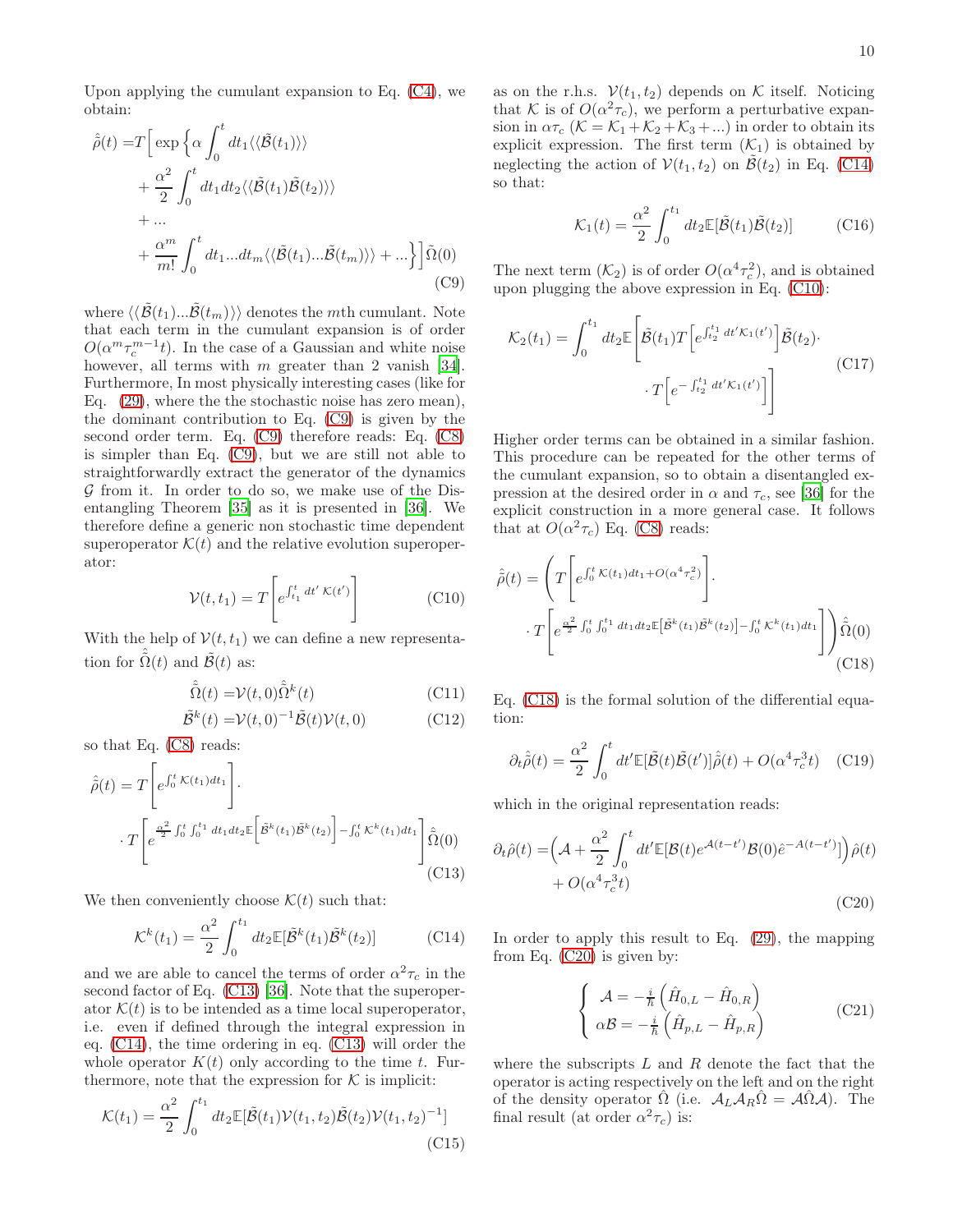Upon applying the cumulant expansion to Eq. (C4), we obtain:

$$
\begin{aligned}
\hat{\tilde{\rho}}(t) =T\Big[ \exp\Big\{ &\alpha \int_0^t dt_1 \langle\langle \tilde{\mathcal{B}}(t_1)\rangle\rangle \\
&+ \frac{\alpha^2}{2}\int_0^t dt_1 dt_2 \langle\langle \tilde{\mathcal{B}}(t_1)\tilde{\mathcal{B}}(t_2)\rangle\rangle \\
&+ ... \\
&+ \frac{\alpha^m}{m!}\int_0^t dt_1 ... dt_m \langle\langle \tilde{\mathcal{B}}(t_1)...\tilde{\mathcal{B}}(t_m)\rangle\rangle + ...\Big\}\Big]\tilde{\hat{\Omega}}(0)
\end{aligned} \tag{C9}
$$

where $\langle\langle \tilde{\mathcal{B}}(t_1)...\tilde{\mathcal{B}}(t_m)\rangle\rangle$ denotes the $m$th cumulant. Note that each term in the cumulant expansion is of order $O(\alpha^m \tau_c^{m-1} t)$. In the case of a Gaussian and white noise however, all terms with $m$ greater than 2 vanish [34]. Furthermore, In most physically interesting cases (like for Eq. (29), where the the stochastic noise has zero mean), the dominant contribution to Eq. (C9) is given by the second order term. Eq. (C9) therefore reads: Eq. (C8) is simpler than Eq. (C9), but we are still not able to straightforwardly extract the generator of the dynamics $\mathcal{G}$ from it. In order to do so, we make use of the Disentangling Theorem [35] as it is presented in [36]. We therefore define a generic non stochastic time dependent superoperator $\mathcal{K}(t)$ and the relative evolution superoperator:

$$
\mathcal{V}(t,t_1) = T\left[ e^{\int_{t_1}^t dt'\, \mathcal{K}(t')}\right] \tag{C10}
$$

With the help of $\mathcal{V}(t,t_1)$ we can define a new representation for $\hat{\tilde{\Omega}}(t)$ and $\tilde{\mathcal{B}}(t)$ as:

$$
\hat{\tilde{\Omega}}(t) = \mathcal{V}(t,0)\hat{\tilde{\Omega}}^k(t) \tag{C11}
$$

$$
\tilde{\mathcal{B}}^k(t) = \mathcal{V}(t,0)^{-1}\tilde{\mathcal{B}}(t)\mathcal{V}(t,0) \tag{C12}
$$

so that Eq. (C8) reads:

$$
\begin{aligned}
\hat{\tilde{\rho}}(t) = &T\left[ e^{\int_0^t \mathcal{K}(t_1)dt_1}\right]\cdot \\
&\cdot T\left[ e^{\frac{\alpha^2}{2}\int_0^t\int_0^{t_1} dt_1 dt_2 \mathbb{E}\left[\tilde{\mathcal{B}}^k(t_1)\tilde{\mathcal{B}}^k(t_2)\right] - \int_0^t \mathcal{K}^k(t_1)dt_1}\right]\hat{\tilde{\Omega}}(0)
\end{aligned} \tag{C13}
$$

We then conveniently choose $\mathcal{K}(t)$ such that:

$$
\mathcal{K}^k(t_1) = \frac{\alpha^2}{2}\int_0^{t_1} dt_2 \mathbb{E}[\tilde{\mathcal{B}}^k(t_1)\tilde{\mathcal{B}}^k(t_2)] \tag{C14}
$$

and we are able to cancel the terms of order $\alpha^2\tau_c$ in the second factor of Eq. (C13) [36]. Note that the superoperator $\mathcal{K}(t)$ is to be intended as a time local superoperator, i.e. even if defined through the integral expression in eq. (C14), the time ordering in eq. (C13) will order the whole operator $K(t)$ only according to the time $t$. Furthermore, note that the expression for $\mathcal{K}$ is implicit:

$$
\mathcal{K}(t_1) = \frac{\alpha^2}{2}\int_0^{t_1} dt_2 \mathbb{E}[\tilde{\mathcal{B}}(t_1)\mathcal{V}(t_1,t_2)\tilde{\mathcal{B}}(t_2)\mathcal{V}(t_1,t_2)^{-1}] \tag{C15}
$$

as on the r.h.s. $\mathcal{V}(t_1,t_2)$ depends on $\mathcal{K}$ itself. Noticing that $\mathcal{K}$ is of $O(\alpha^2\tau_c)$, we perform a perturbative expansion in $\alpha\tau_c$ ($\mathcal{K} = \mathcal{K}_1 + \mathcal{K}_2 + \mathcal{K}_3 + ...$) in order to obtain its explicit expression. The first term ($\mathcal{K}_1$) is obtained by neglecting the action of $\mathcal{V}(t_1,t_2)$ on $\tilde{\mathcal{B}}(t_2)$ in Eq. (C14) so that:

$$
\mathcal{K}_1(t) = \frac{\alpha^2}{2}\int_0^{t_1} dt_2 \mathbb{E}[\tilde{\mathcal{B}}(t_1)\tilde{\mathcal{B}}(t_2)] \tag{C16}
$$

The next term ($\mathcal{K}_2$) is of order $O(\alpha^4\tau_c^2)$, and is obtained upon plugging the above expression in Eq. (C10):

$$
\begin{aligned}
\mathcal{K}_2(t_1) = \int_0^{t_1} dt_2 \mathbb{E}\Bigg[ &\tilde{\mathcal{B}}(t_1) T\left[ e^{\int_{t_2}^{t_1} dt' \mathcal{K}_1(t')}\right]\tilde{\mathcal{B}}(t_2)\cdot \\
&\cdot T\left[ e^{-\int_{t_2}^{t_1} dt' \mathcal{K}_1(t')}\right]\Bigg]
\end{aligned} \tag{C17}
$$

Higher order terms can be obtained in a similar fashion. This procedure can be repeated for the other terms of the cumulant expansion, so to obtain a disentangled expression at the desired order in $\alpha$ and $\tau_c$, see [36] for the explicit construction in a more general case. It follows that at $O(\alpha^2\tau_c)$ Eq. (C8) reads:

$$
\begin{aligned}
\hat{\tilde{\rho}}(t) = \Bigg( &T\left[ e^{\int_0^t \mathcal{K}(t_1)dt_1 + O(\alpha^4\tau_c^2)}\right]\cdot \\
&\cdot T\left[ e^{\frac{\alpha^2}{2}\int_0^t\int_0^{t_1} dt_1 dt_2 \mathbb{E}\left[\tilde{\mathcal{B}}^k(t_1)\tilde{\mathcal{B}}^k(t_2)\right] - \int_0^t \mathcal{K}^k(t_1)dt_1}\right]\Bigg)\hat{\tilde{\Omega}}(0)
\end{aligned} \tag{C18}
$$

Eq. (C18) is the formal solution of the differential equation:

$$
\partial_t\hat{\tilde{\rho}}(t) = \frac{\alpha^2}{2}\int_0^t dt' \mathbb{E}[\tilde{\mathcal{B}}(t)\tilde{\mathcal{B}}(t')]\hat{\tilde{\rho}}(t) + O(\alpha^4\tau_c^3 t) \tag{C19}
$$

which in the original representation reads:

$$
\begin{aligned}
\partial_t\hat{\rho}(t) = &\Big(\mathcal{A} + \frac{\alpha^2}{2}\int_0^t dt' \mathbb{E}[\mathcal{B}(t)e^{\mathcal{A}(t-t')}\mathcal{B}(0)\hat{e}^{-A(t-t')}]\Big)\hat{\rho}(t) \\
&+ O(\alpha^4\tau_c^3 t)
\end{aligned} \tag{C20}
$$

In order to apply this result to Eq. (29), the mapping from Eq. (C20) is given by:

$$
\begin{cases}
\mathcal{A} = -\frac{i}{\hbar}\left(\hat{H}_{0,L} - \hat{H}_{0,R}\right) \\
\alpha\mathcal{B} = -\frac{i}{\hbar}\left(\hat{H}_{p,L} - \hat{H}_{p,R}\right)
\end{cases} \tag{C21}
$$

where the subscripts $L$ and $R$ denote the fact that the operator is acting respectively on the left and on the right of the density operator $\hat{\Omega}$ (i.e. $\mathcal{A}_L\mathcal{A}_R\hat{\Omega} = \mathcal{A}\hat{\Omega}\mathcal{A}$). The final result (at order $\alpha^2\tau_c$) is: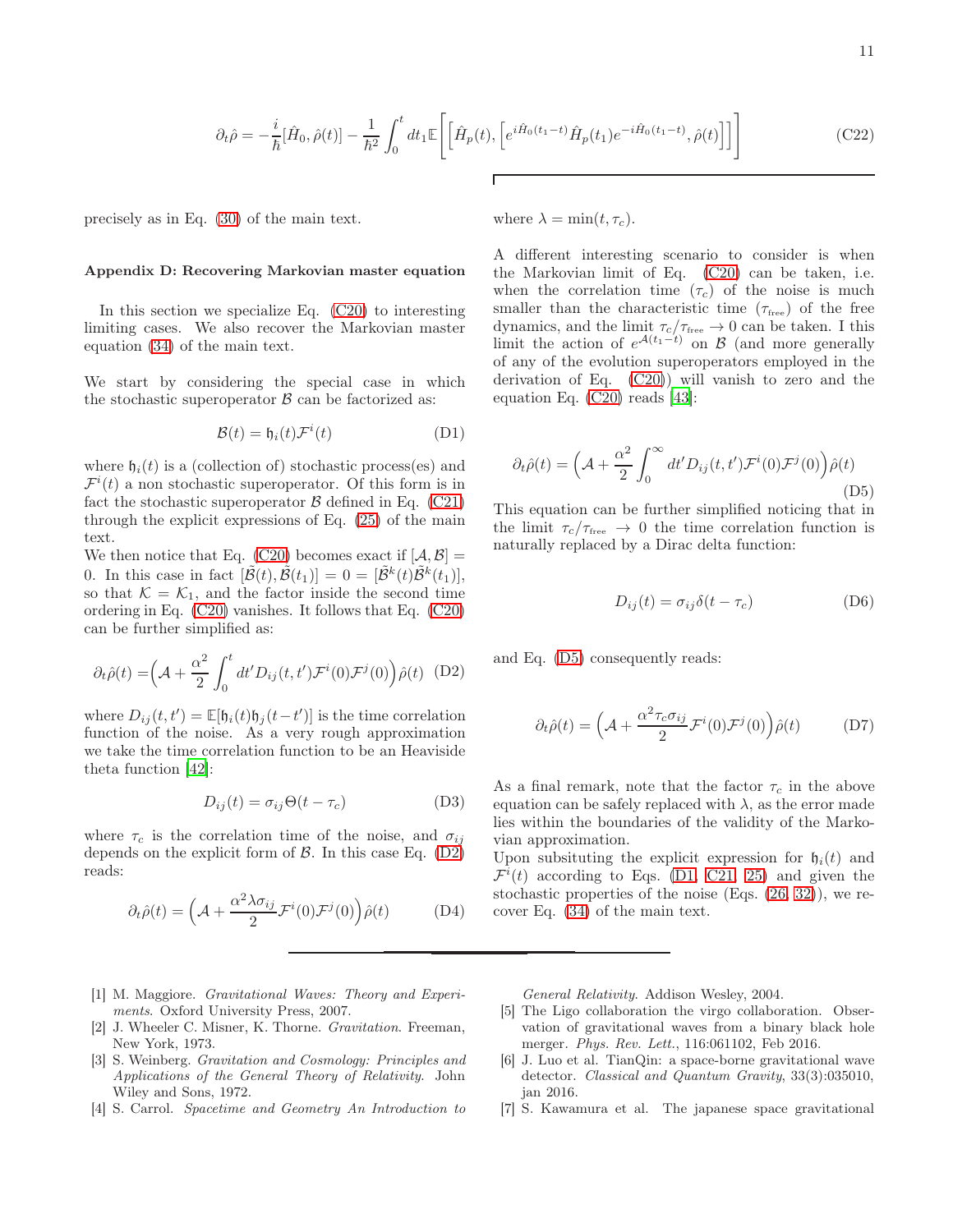$$
\partial_t \hat{\rho} = -\frac{i}{\hbar}[\hat{H}_0, \hat{\rho}(t)] - \frac{1}{\hbar^2}\int_0^t dt_1 \mathbb{E}\left[\left[\hat{H}_p(t), \left[e^{i\hat{H}_0(t_1-t)}\hat{H}_p(t_1)e^{-i\hat{H}_0(t_1-t)}, \hat{\rho}(t)\right]\right]\right] \tag{C22}
$$

precisely as in Eq. (30) of the main text.

### Appendix D: Recovering Markovian master equation

In this section we specialize Eq. (C20) to interesting limiting cases. We also recover the Markovian master equation (34) of the main text.

We start by considering the special case in which the stochastic superoperator $\mathcal{B}$ can be factorized as:

$$
\mathcal{B}(t) = \mathfrak{h}_i(t)\mathcal{F}^i(t) \tag{D1}
$$

where $\mathfrak{h}_i(t)$ is a (collection of) stochastic process(es) and $\mathcal{F}^i(t)$ a non stochastic superoperator. Of this form is in fact the stochastic superoperator $\mathcal{B}$ defined in Eq. (C21) through the explicit expressions of Eq. (25) of the main text.

We then notice that Eq. (C20) becomes exact if $[\mathcal{A}, \mathcal{B}] = 0$. In this case in fact $[\tilde{\mathcal{B}}(t), \tilde{\mathcal{B}}(t_1)] = 0 = [\tilde{\mathcal{B}}^k(t)\tilde{\mathcal{B}}^k(t_1)]$, so that $\mathcal{K} = \mathcal{K}_1$, and the factor inside the second time ordering in Eq. (C20) vanishes. It follows that Eq. (C20) can be further simplified as:

$$
\partial_t \hat{\rho}(t) = \Big(\mathcal{A} + \frac{\alpha^2}{2}\int_0^t dt' D_{ij}(t,t')\mathcal{F}^i(0)\mathcal{F}^j(0)\Big)\hat{\rho}(t) \tag{D2}
$$

where $D_{ij}(t,t') = \mathbb{E}[\mathfrak{h}_i(t)\mathfrak{h}_j(t-t')]$ is the time correlation function of the noise. As a very rough approximation we take the time correlation function to be an Heaviside theta function [42]:

$$
D_{ij}(t) = \sigma_{ij}\Theta(t-\tau_c) \tag{D3}
$$

where $\tau_c$ is the correlation time of the noise, and $\sigma_{ij}$ depends on the explicit form of $\mathcal{B}$. In this case Eq. (D2) reads:

$$
\partial_t \hat{\rho}(t) = \Big(\mathcal{A} + \frac{\alpha^2 \lambda \sigma_{ij}}{2}\mathcal{F}^i(0)\mathcal{F}^j(0)\Big)\hat{\rho}(t) \tag{D4}
$$

where $\lambda = \min(t, \tau_c)$.

A different interesting scenario to consider is when the Markovian limit of Eq. (C20) can be taken, i.e. when the correlation time ($\tau_c$) of the noise is much smaller than the characteristic time ($\tau_{\text{free}}$) of the free dynamics, and the limit $\tau_c/\tau_{\text{free}} \to 0$ can be taken. I this limit the action of $e^{\mathcal{A}(t_1-t)}$ on $\mathcal{B}$ (and more generally of any of the evolution superoperators employed in the derivation of Eq. (C20)) will vanish to zero and the equation Eq. (C20) reads [43]:

$$
\partial_t \hat{\rho}(t) = \Big(\mathcal{A} + \frac{\alpha^2}{2}\int_0^\infty dt' D_{ij}(t,t')\mathcal{F}^i(0)\mathcal{F}^j(0)\Big)\hat{\rho}(t) \tag{D5}
$$

This equation can be further simplified noticing that in the limit $\tau_c/\tau_{\text{free}} \to 0$ the time correlation function is naturally replaced by a Dirac delta function:

$$
D_{ij}(t) = \sigma_{ij}\delta(t-\tau_c) \tag{D6}
$$

and Eq. (D5) consequently reads:

$$
\partial_t \hat{\rho}(t) = \Big(\mathcal{A} + \frac{\alpha^2 \tau_c \sigma_{ij}}{2}\mathcal{F}^i(0)\mathcal{F}^j(0)\Big)\hat{\rho}(t) \tag{D7}
$$

As a final remark, note that the factor $\tau_c$ in the above equation can be safely replaced with $\lambda$, as the error made lies within the boundaries of the validity of the Markovian approximation.

Upon subsituting the explicit expression for $\mathfrak{h}_i(t)$ and $\mathcal{F}^i(t)$ according to Eqs. (D1, C21, 25) and given the stochastic properties of the noise (Eqs. (26, 32)), we recover Eq. (34) of the main text.

---

[1] M. Maggiore. *Gravitational Waves: Theory and Experiments*. Oxford University Press, 2007.

[2] J. Wheeler C. Misner, K. Thorne. *Gravitation*. Freeman, New York, 1973.

[3] S. Weinberg. *Gravitation and Cosmology: Principles and Applications of the General Theory of Relativity*. John Wiley and Sons, 1972.

[4] S. Carrol. *Spacetime and Geometry An Introduction to General Relativity*. Addison Wesley, 2004.

[5] The Ligo collaboration the virgo collaboration. Observation of gravitational waves from a binary black hole merger. *Phys. Rev. Lett.*, 116:061102, Feb 2016.

[6] J. Luo et al. TianQin: a space-borne gravitational wave detector. *Classical and Quantum Gravity*, 33(3):035010, jan 2016.

[7] S. Kawamura et al. The japanese space gravitational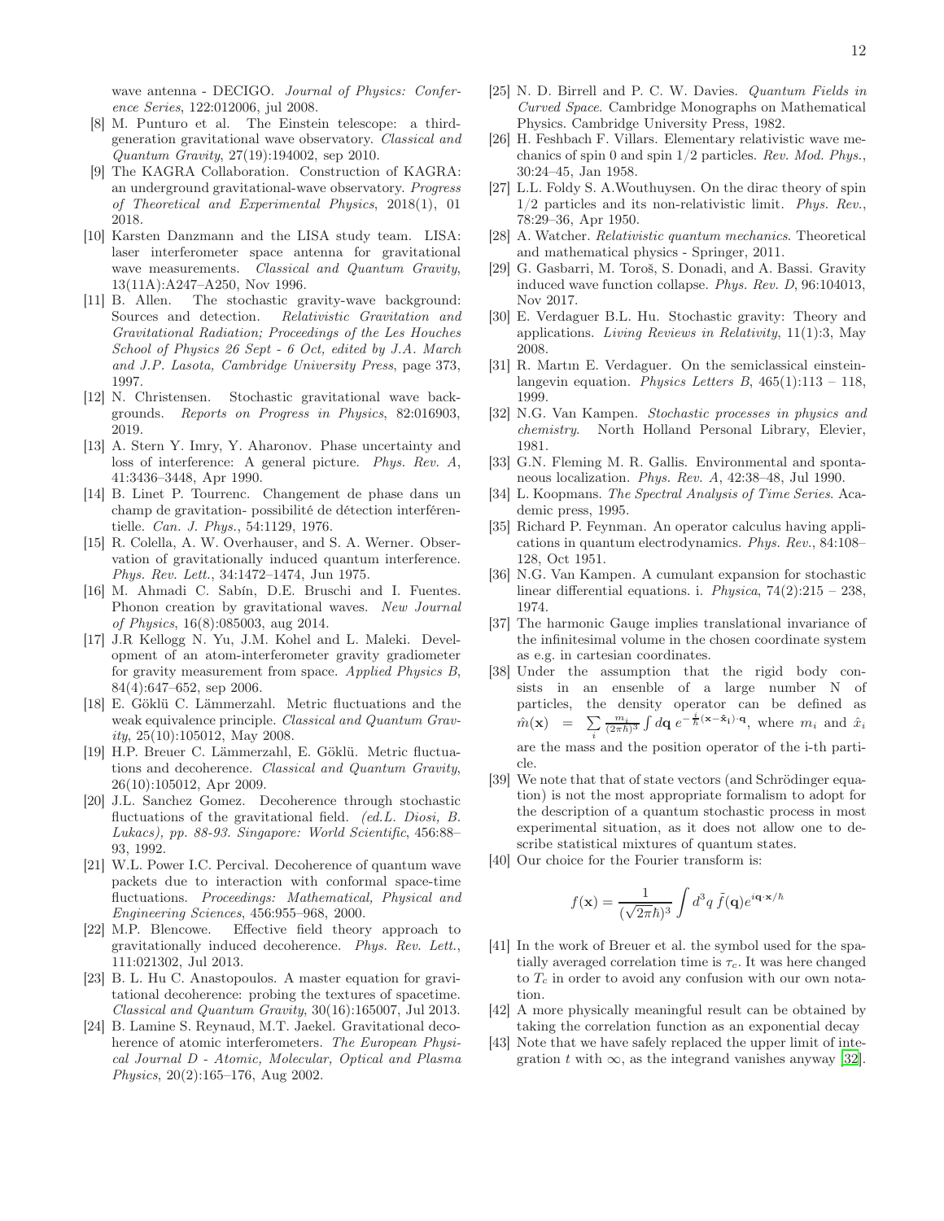wave antenna - DECIGO. *Journal of Physics: Conference Series*, 122:012006, jul 2008.

[8] M. Punturo et al. The Einstein telescope: a third-generation gravitational wave observatory. *Classical and Quantum Gravity*, 27(19):194002, sep 2010.

[9] The KAGRA Collaboration. Construction of KAGRA: an underground gravitational-wave observatory. *Progress of Theoretical and Experimental Physics*, 2018(1), 01 2018.

[10] Karsten Danzmann and the LISA study team. LISA: laser interferometer space antenna for gravitational wave measurements. *Classical and Quantum Gravity*, 13(11A):A247–A250, Nov 1996.

[11] B. Allen. The stochastic gravity-wave background: Sources and detection. *Relativistic Gravitation and Gravitational Radiation; Proceedings of the Les Houches School of Physics 26 Sept - 6 Oct, edited by J.A. March and J.P. Lasota, Cambridge University Press*, page 373, 1997.

[12] N. Christensen. Stochastic gravitational wave backgrounds. *Reports on Progress in Physics*, 82:016903, 2019.

[13] A. Stern Y. Imry, Y. Aharonov. Phase uncertainty and loss of interference: A general picture. *Phys. Rev. A*, 41:3436–3448, Apr 1990.

[14] B. Linet P. Tourrenc. Changement de phase dans un champ de gravitation- possibilité de détection interférentielle. *Can. J. Phys.*, 54:1129, 1976.

[15] R. Colella, A. W. Overhauser, and S. A. Werner. Observation of gravitationally induced quantum interference. *Phys. Rev. Lett.*, 34:1472–1474, Jun 1975.

[16] M. Ahmadi C. Sabín, D.E. Bruschi and I. Fuentes. Phonon creation by gravitational waves. *New Journal of Physics*, 16(8):085003, aug 2014.

[17] J.R Kellogg N. Yu, J.M. Kohel and L. Maleki. Development of an atom-interferometer gravity gradiometer for gravity measurement from space. *Applied Physics B*, 84(4):647–652, sep 2006.

[18] E. Göklü C. Lämmerzahl. Metric fluctuations and the weak equivalence principle. *Classical and Quantum Gravity*, 25(10):105012, May 2008.

[19] H.P. Breuer C. Lämmerzahl, E. Göklü. Metric fluctuations and decoherence. *Classical and Quantum Gravity*, 26(10):105012, Apr 2009.

[20] J.L. Sanchez Gomez. Decoherence through stochastic fluctuations of the gravitational field. *(ed.L. Diosi, B. Lukacs), pp. 88-93. Singapore: World Scientific*, 456:88–93, 1992.

[21] W.L. Power I.C. Percival. Decoherence of quantum wave packets due to interaction with conformal space-time fluctuations. *Proceedings: Mathematical, Physical and Engineering Sciences*, 456:955–968, 2000.

[22] M.P. Blencowe. Effective field theory approach to gravitationally induced decoherence. *Phys. Rev. Lett.*, 111:021302, Jul 2013.

[23] B. L. Hu C. Anastopoulos. A master equation for gravitational decoherence: probing the textures of spacetime. *Classical and Quantum Gravity*, 30(16):165007, Jul 2013.

[24] B. Lamine S. Reynaud, M.T. Jaekel. Gravitational decoherence of atomic interferometers. *The European Physical Journal D - Atomic, Molecular, Optical and Plasma Physics*, 20(2):165–176, Aug 2002.

[25] N. D. Birrell and P. C. W. Davies. *Quantum Fields in Curved Space*. Cambridge Monographs on Mathematical Physics. Cambridge University Press, 1982.

[26] H. Feshbach F. Villars. Elementary relativistic wave mechanics of spin 0 and spin 1/2 particles. *Rev. Mod. Phys.*, 30:24–45, Jan 1958.

[27] L.L. Foldy S. A.Wouthuysen. On the dirac theory of spin 1/2 particles and its non-relativistic limit. *Phys. Rev.*, 78:29–36, Apr 1950.

[28] A. Watcher. *Relativistic quantum mechanics*. Theoretical and mathematical physics - Springer, 2011.

[29] G. Gasbarri, M. Toroš, S. Donadi, and A. Bassi. Gravity induced wave function collapse. *Phys. Rev. D*, 96:104013, Nov 2017.

[30] E. Verdaguer B.L. Hu. Stochastic gravity: Theory and applications. *Living Reviews in Relativity*, 11(1):3, May 2008.

[31] R. Martın E. Verdaguer. On the semiclassical einstein-langevin equation. *Physics Letters B*, 465(1):113 – 118, 1999.

[32] N.G. Van Kampen. *Stochastic processes in physics and chemistry*. North Holland Personal Library, Elevier, 1981.

[33] G.N. Fleming M. R. Gallis. Environmental and spontaneous localization. *Phys. Rev. A*, 42:38–48, Jul 1990.

[34] L. Koopmans. *The Spectral Analysis of Time Series*. Academic press, 1995.

[35] Richard P. Feynman. An operator calculus having applications in quantum electrodynamics. *Phys. Rev.*, 84:108–128, Oct 1951.

[36] N.G. Van Kampen. A cumulant expansion for stochastic linear differential equations. i. *Physica*, 74(2):215 – 238, 1974.

[37] The harmonic Gauge implies translational invariance of the infinitesimal volume in the chosen coordinate system as e.g. in cartesian coordinates.

[38] Under the assumption that the rigid body consists in an ensemble of a large number N of particles, the density operator can be defined as $\hat{m}(\mathbf{x}) = \sum_i \frac{m_i}{(2\pi\hbar)^3} \int d\mathbf{q}\, e^{-\frac{i}{\hbar}(\mathbf{x}-\hat{\mathbf{x}}_\mathbf{i})\cdot\mathbf{q}}$, where $m_i$ and $\hat{x}_i$ are the mass and the position operator of the i-th particle.

[39] We note that that of state vectors (and Schrödinger equation) is not the most appropriate formalism to adopt for the description of a quantum stochastic process in most experimental situation, as it does not allow one to describe statistical mixtures of quantum states.

[40] Our choice for the Fourier transform is:

$$f(\mathbf{x}) = \frac{1}{(\sqrt{2\pi\hbar})^3} \int d^3q\, \tilde{f}(\mathbf{q}) e^{i\mathbf{q}\cdot\mathbf{x}/\hbar}$$

[41] In the work of Breuer et al. the symbol used for the spatially averaged correlation time is $\tau_c$. It was here changed to $T_c$ in order to avoid any confusion with our own notation.

[42] A more physically meaningful result can be obtained by taking the correlation function as an exponential decay

[43] Note that we have safely replaced the upper limit of integration $t$ with $\infty$, as the integrand vanishes anyway [32].